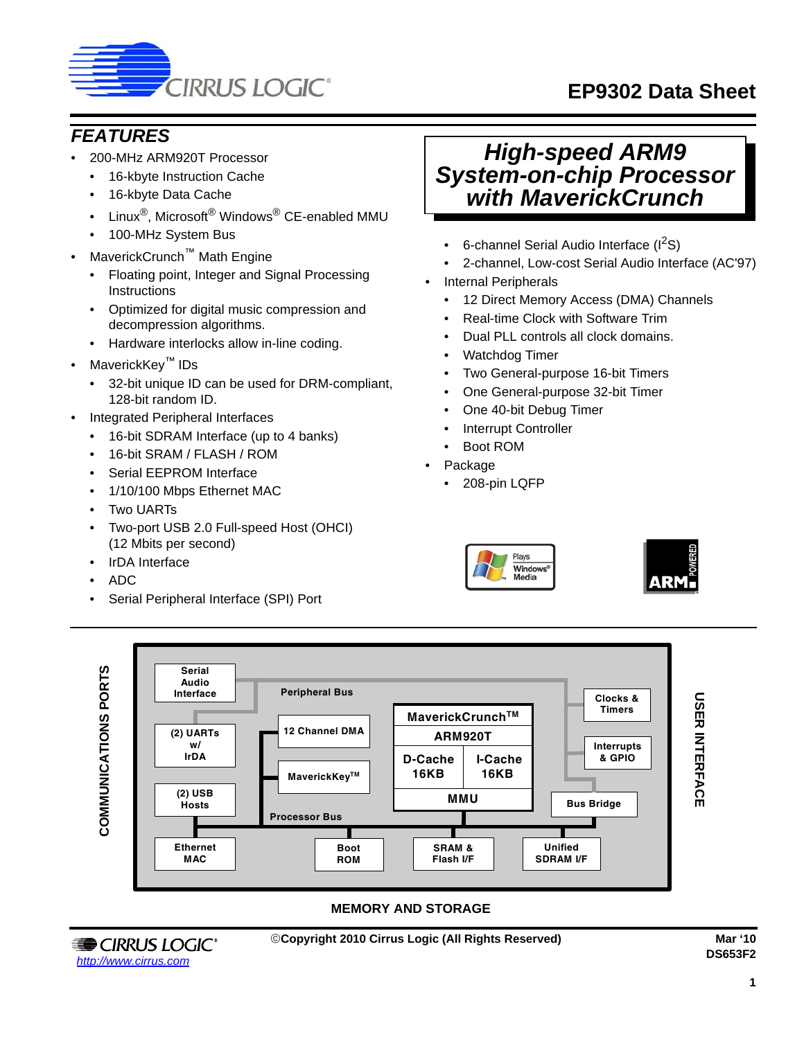# EP9302 Data Sheet

## FEATURES

- 200-MHz ARM920T Processor
  - 16-kbyte Instruction Cache
  - 16-kbyte Data Cache
  - Linux®, Microsoft® Windows® CE-enabled MMU
  - 100-MHz System Bus
- MaverickCrunch™ Math Engine
  - Floating point, Integer and Signal Processing Instructions
  - Optimized for digital music compression and decompression algorithms.
  - Hardware interlocks allow in-line coding.
- MaverickKey™ IDs
  - 32-bit unique ID can be used for DRM-compliant, 128-bit random ID.
- Integrated Peripheral Interfaces
  - 16-bit SDRAM Interface (up to 4 banks)
  - 16-bit SRAM / FLASH / ROM
  - Serial EEPROM Interface
  - 1/10/100 Mbps Ethernet MAC
  - Two UARTs
  - Two-port USB 2.0 Full-speed Host (OHCI) (12 Mbits per second)
  - IrDA Interface
  - ADC
  - Serial Peripheral Interface (SPI) Port
  - 6-channel Serial Audio Interface ($I^2S$)
  - 2-channel, Low-cost Serial Audio Interface (AC'97)
- Internal Peripherals
  - 12 Direct Memory Access (DMA) Channels
  - Real-time Clock with Software Trim
  - Dual PLL controls all clock domains.
  - Watchdog Timer
  - Two General-purpose 16-bit Timers
  - One General-purpose 32-bit Timer
  - One 40-bit Debug Timer
  - Interrupt Controller
  - Boot ROM
- Package
  - 208-pin LQFP

## *High-speed ARM9 System-on-chip Processor with MaverickCrunch*

COMMUNICATIONS PORTS: Serial Audio Interface; (2) UARTs w/ IrDA; (2) USB Hosts; Ethernet MAC

Peripheral Bus; 12 Channel DMA; MaverickKey™; MaverickCrunch™; ARM920T; D-Cache 16KB; I-Cache 16KB; MMU; Processor Bus; Bus Bridge

USER INTERFACE: Clocks & Timers; Interrupts & GPIO

Boot ROM; SRAM & Flash I/F; Unified SDRAM I/F

MEMORY AND STORAGE

©Copyright 2010 Cirrus Logic (All Rights Reserved)

http://www.cirrus.com

Mar '10
DS653F2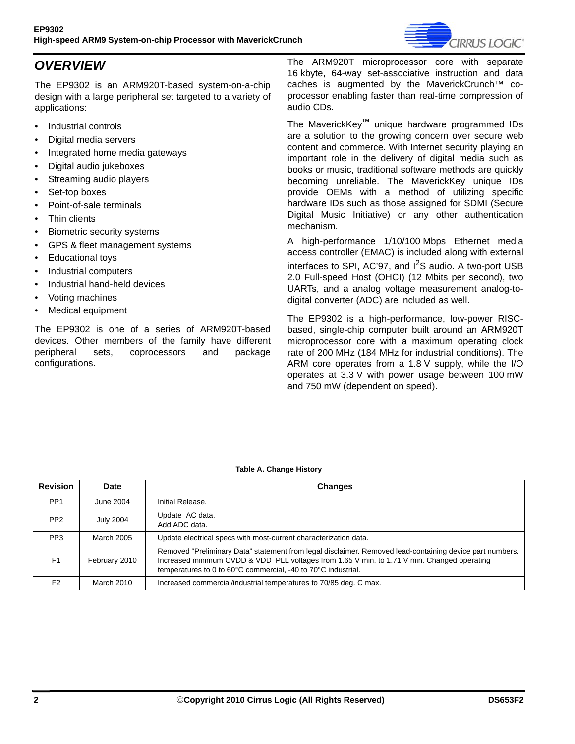## *OVERVIEW*

The EP9302 is an ARM920T-based system-on-a-chip design with a large peripheral set targeted to a variety of applications:

- Industrial controls
- Digital media servers
- Integrated home media gateways
- Digital audio jukeboxes
- Streaming audio players
- Set-top boxes
- Point-of-sale terminals
- Thin clients
- Biometric security systems
- GPS & fleet management systems
- Educational toys
- Industrial computers
- Industrial hand-held devices
- Voting machines
- Medical equipment

The EP9302 is one of a series of ARM920T-based devices. Other members of the family have different peripheral sets, coprocessors and package configurations.

The ARM920T microprocessor core with separate 16 kbyte, 64-way set-associative instruction and data caches is augmented by the MaverickCrunch™ co-processor enabling faster than real-time compression of audio CDs.

The MaverickKey™ unique hardware programmed IDs are a solution to the growing concern over secure web content and commerce. With Internet security playing an important role in the delivery of digital media such as books or music, traditional software methods are quickly becoming unreliable. The MaverickKey unique IDs provide OEMs with a method of utilizing specific hardware IDs such as those assigned for SDMI (Secure Digital Music Initiative) or any other authentication mechanism.

A high-performance 1/10/100 Mbps Ethernet media access controller (EMAC) is included along with external interfaces to SPI, AC'97, and $I^2S$ audio. A two-port USB 2.0 Full-speed Host (OHCI) (12 Mbits per second), two UARTs, and a analog voltage measurement analog-to-digital converter (ADC) are included as well.

The EP9302 is a high-performance, low-power RISC-based, single-chip computer built around an ARM920T microprocessor core with a maximum operating clock rate of 200 MHz (184 MHz for industrial conditions). The ARM core operates from a 1.8 V supply, while the I/O operates at 3.3 V with power usage between 100 mW and 750 mW (dependent on speed).

**Table A. Change History**

| Revision | Date | Changes |
|---|---|---|
| PP1 | June 2004 | Initial Release. |
| PP2 | July 2004 | Update AC data.<br>Add ADC data. |
| PP3 | March 2005 | Update electrical specs with most-current characterization data. |
| F1 | February 2010 | Removed "Preliminary Data" statement from legal disclaimer. Removed lead-containing device part numbers. Increased minimum CVDD & VDD_PLL voltages from 1.65 V min. to 1.71 V min. Changed operating temperatures to 0 to 60°C commercial, -40 to 70°C industrial. |
| F2 | March 2010 | Increased commercial/industrial temperatures to 70/85 deg. C max. |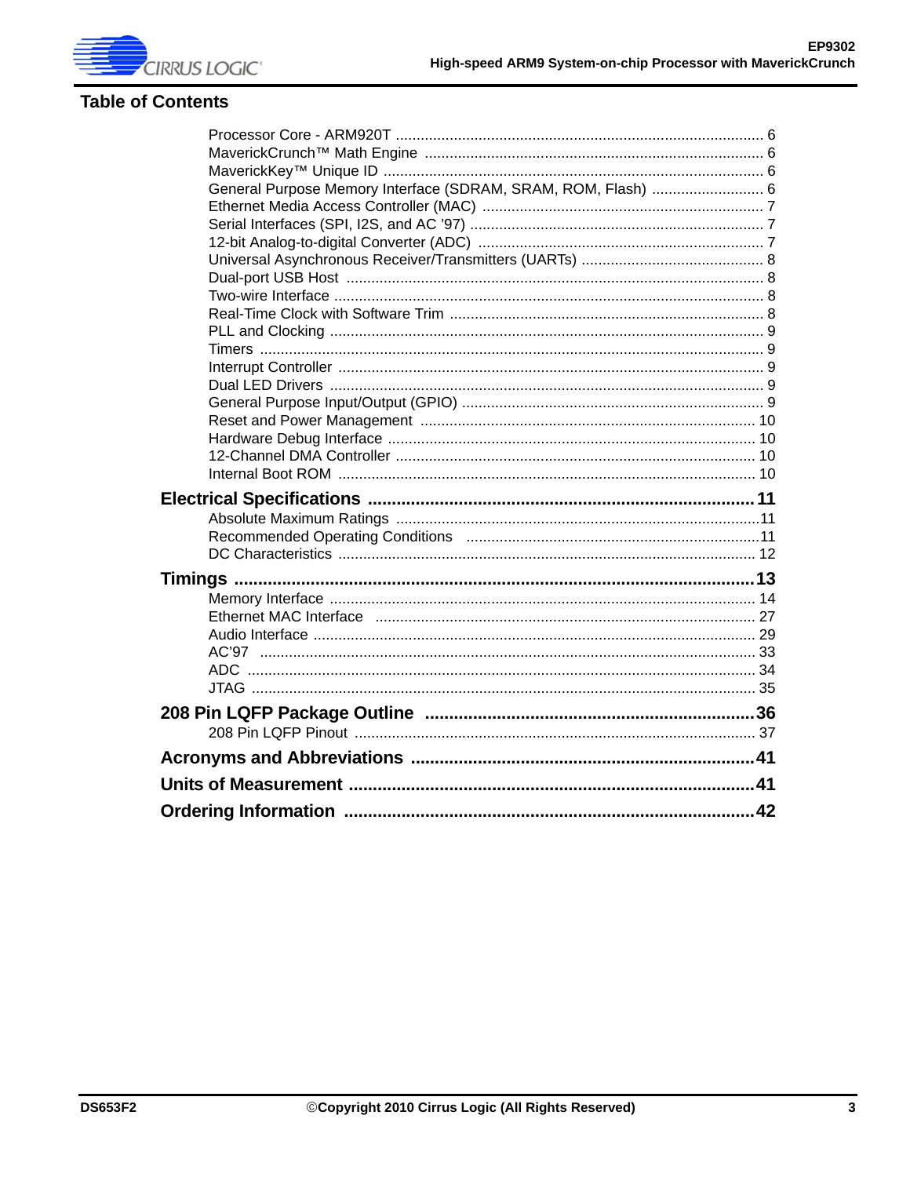## Table of Contents

- Processor Core - ARM920T ..... 6
- MaverickCrunch™ Math Engine ..... 6
- MaverickKey™ Unique ID ..... 6
- General Purpose Memory Interface (SDRAM, SRAM, ROM, Flash) ..... 6
- Ethernet Media Access Controller (MAC) ..... 7
- Serial Interfaces (SPI, I2S, and AC '97) ..... 7
- 12-bit Analog-to-digital Converter (ADC) ..... 7
- Universal Asynchronous Receiver/Transmitters (UARTs) ..... 8
- Dual-port USB Host ..... 8
- Two-wire Interface ..... 8
- Real-Time Clock with Software Trim ..... 8
- PLL and Clocking ..... 9
- Timers ..... 9
- Interrupt Controller ..... 9
- Dual LED Drivers ..... 9
- General Purpose Input/Output (GPIO) ..... 9
- Reset and Power Management ..... 10
- Hardware Debug Interface ..... 10
- 12-Channel DMA Controller ..... 10
- Internal Boot ROM ..... 10

**Electrical Specifications ..... 11**

- Absolute Maximum Ratings ..... 11
- Recommended Operating Conditions ..... 11
- DC Characteristics ..... 12

**Timings ..... 13**

- Memory Interface ..... 14
- Ethernet MAC Interface ..... 27
- Audio Interface ..... 29
- AC'97 ..... 33
- ADC ..... 34
- JTAG ..... 35

**208 Pin LQFP Package Outline ..... 36**

- 208 Pin LQFP Pinout ..... 37

**Acronyms and Abbreviations ..... 41**

**Units of Measurement ..... 41**

**Ordering Information ..... 42**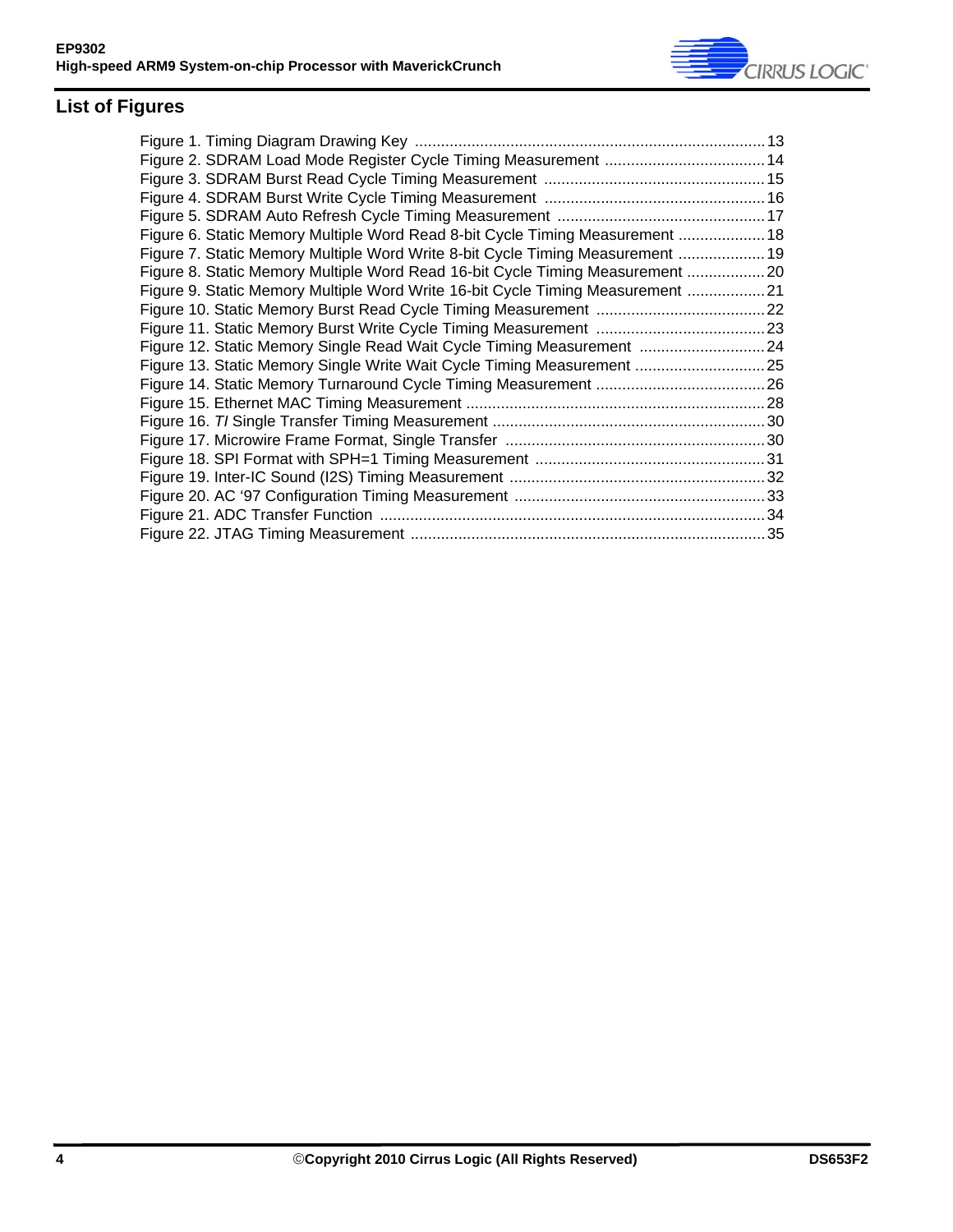## List of Figures

Figure 1. Timing Diagram Drawing Key ..... 13
Figure 2. SDRAM Load Mode Register Cycle Timing Measurement ..... 14
Figure 3. SDRAM Burst Read Cycle Timing Measurement ..... 15
Figure 4. SDRAM Burst Write Cycle Timing Measurement ..... 16
Figure 5. SDRAM Auto Refresh Cycle Timing Measurement ..... 17
Figure 6. Static Memory Multiple Word Read 8-bit Cycle Timing Measurement ..... 18
Figure 7. Static Memory Multiple Word Write 8-bit Cycle Timing Measurement ..... 19
Figure 8. Static Memory Multiple Word Read 16-bit Cycle Timing Measurement ..... 20
Figure 9. Static Memory Multiple Word Write 16-bit Cycle Timing Measurement ..... 21
Figure 10. Static Memory Burst Read Cycle Timing Measurement ..... 22
Figure 11. Static Memory Burst Write Cycle Timing Measurement ..... 23
Figure 12. Static Memory Single Read Wait Cycle Timing Measurement ..... 24
Figure 13. Static Memory Single Write Wait Cycle Timing Measurement ..... 25
Figure 14. Static Memory Turnaround Cycle Timing Measurement ..... 26
Figure 15. Ethernet MAC Timing Measurement ..... 28
Figure 16. *TI* Single Transfer Timing Measurement ..... 30
Figure 17. Microwire Frame Format, Single Transfer ..... 30
Figure 18. SPI Format with SPH=1 Timing Measurement ..... 31
Figure 19. Inter-IC Sound (I2S) Timing Measurement ..... 32
Figure 20. AC '97 Configuration Timing Measurement ..... 33
Figure 21. ADC Transfer Function ..... 34
Figure 22. JTAG Timing Measurement ..... 35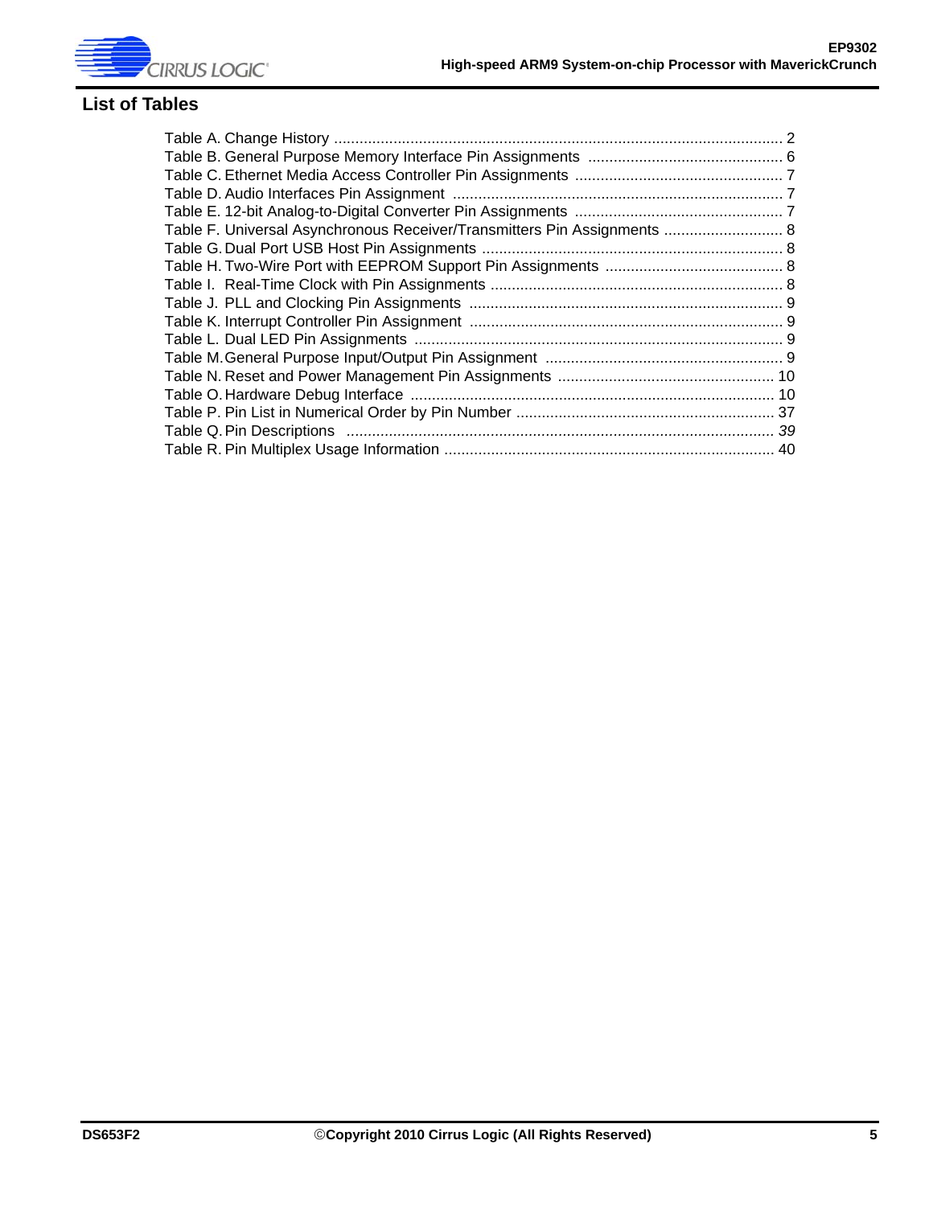## List of Tables

Table A. Change History .......................................................................................................... 2
Table B. General Purpose Memory Interface Pin Assignments .............................................. 6
Table C. Ethernet Media Access Controller Pin Assignments ................................................. 7
Table D. Audio Interfaces Pin Assignment .............................................................................. 7
Table E. 12-bit Analog-to-Digital Converter Pin Assignments ................................................. 7
Table F. Universal Asynchronous Receiver/Transmitters Pin Assignments ............................ 8
Table G. Dual Port USB Host Pin Assignments ....................................................................... 8
Table H. Two-Wire Port with EEPROM Support Pin Assignments .......................................... 8
Table I. Real-Time Clock with Pin Assignments ..................................................................... 8
Table J. PLL and Clocking Pin Assignments .......................................................................... 9
Table K. Interrupt Controller Pin Assignment .......................................................................... 9
Table L. Dual LED Pin Assignments ....................................................................................... 9
Table M. General Purpose Input/Output Pin Assignment ........................................................ 9
Table N. Reset and Power Management Pin Assignments ................................................... 10
Table O. Hardware Debug Interface ...................................................................................... 10
Table P. Pin List in Numerical Order by Pin Number ............................................................. 37
Table Q. Pin Descriptions ..................................................................................................... *39*
Table R. Pin Multiplex Usage Information ............................................................................. 40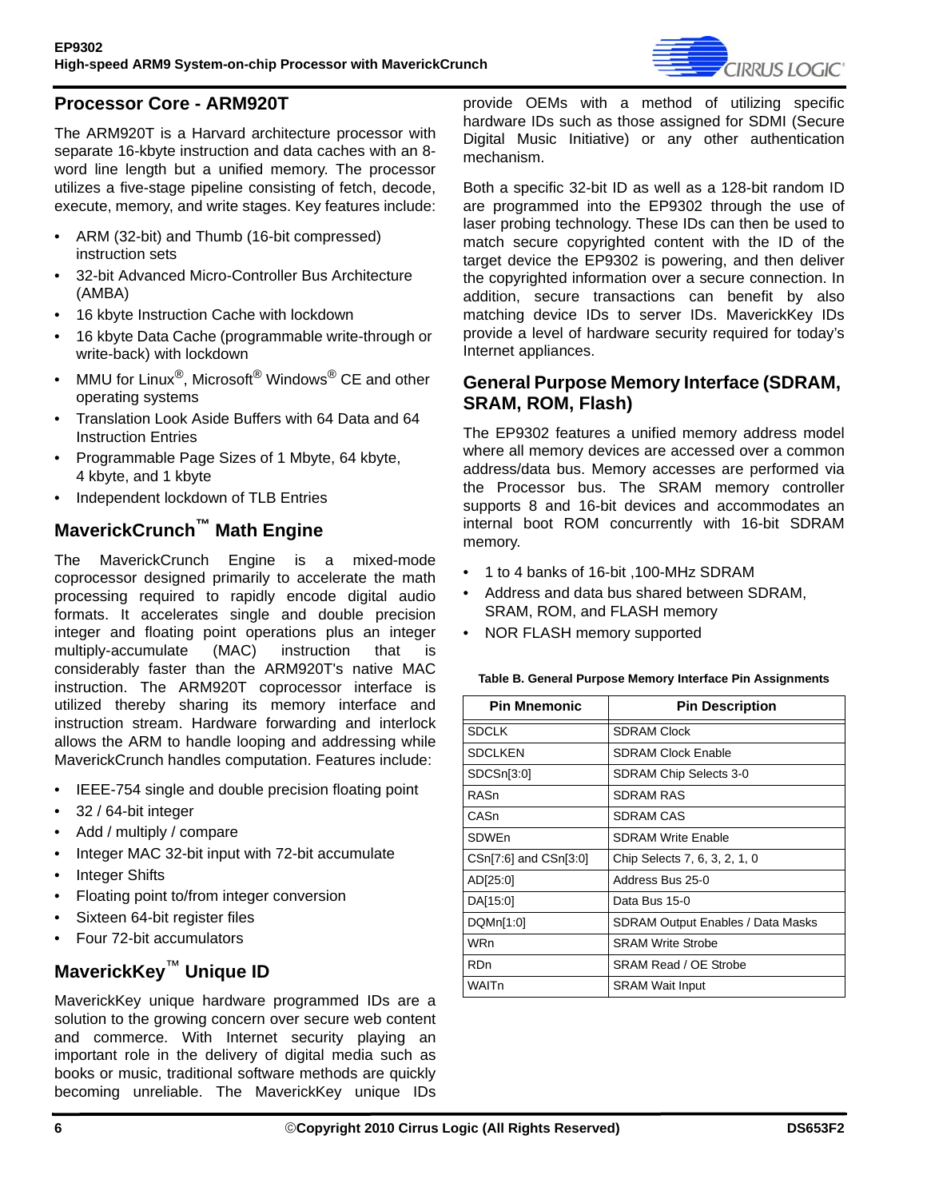## Processor Core - ARM920T

The ARM920T is a Harvard architecture processor with separate 16-kbyte instruction and data caches with an 8-word line length but a unified memory. The processor utilizes a five-stage pipeline consisting of fetch, decode, execute, memory, and write stages. Key features include:

- ARM (32-bit) and Thumb (16-bit compressed) instruction sets
- 32-bit Advanced Micro-Controller Bus Architecture (AMBA)
- 16 kbyte Instruction Cache with lockdown
- 16 kbyte Data Cache (programmable write-through or write-back) with lockdown
- MMU for Linux®, Microsoft® Windows® CE and other operating systems
- Translation Look Aside Buffers with 64 Data and 64 Instruction Entries
- Programmable Page Sizes of 1 Mbyte, 64 kbyte, 4 kbyte, and 1 kbyte
- Independent lockdown of TLB Entries

## MaverickCrunch™ Math Engine

The MaverickCrunch Engine is a mixed-mode coprocessor designed primarily to accelerate the math processing required to rapidly encode digital audio formats. It accelerates single and double precision integer and floating point operations plus an integer multiply-accumulate (MAC) instruction that is considerably faster than the ARM920T's native MAC instruction. The ARM920T coprocessor interface is utilized thereby sharing its memory interface and instruction stream. Hardware forwarding and interlock allows the ARM to handle looping and addressing while MaverickCrunch handles computation. Features include:

- IEEE-754 single and double precision floating point
- 32 / 64-bit integer
- Add / multiply / compare
- Integer MAC 32-bit input with 72-bit accumulate
- Integer Shifts
- Floating point to/from integer conversion
- Sixteen 64-bit register files
- Four 72-bit accumulators

## MaverickKey™ Unique ID

MaverickKey unique hardware programmed IDs are a solution to the growing concern over secure web content and commerce. With Internet security playing an important role in the delivery of digital media such as books or music, traditional software methods are quickly becoming unreliable. The MaverickKey unique IDs provide OEMs with a method of utilizing specific hardware IDs such as those assigned for SDMI (Secure Digital Music Initiative) or any other authentication mechanism.

Both a specific 32-bit ID as well as a 128-bit random ID are programmed into the EP9302 through the use of laser probing technology. These IDs can then be used to match secure copyrighted content with the ID of the target device the EP9302 is powering, and then deliver the copyrighted information over a secure connection. In addition, secure transactions can benefit by also matching device IDs to server IDs. MaverickKey IDs provide a level of hardware security required for today's Internet appliances.

## General Purpose Memory Interface (SDRAM, SRAM, ROM, Flash)

The EP9302 features a unified memory address model where all memory devices are accessed over a common address/data bus. Memory accesses are performed via the Processor bus. The SRAM memory controller supports 8 and 16-bit devices and accommodates an internal boot ROM concurrently with 16-bit SDRAM memory.

- 1 to 4 banks of 16-bit ,100-MHz SDRAM
- Address and data bus shared between SDRAM, SRAM, ROM, and FLASH memory
- NOR FLASH memory supported

**Table B. General Purpose Memory Interface Pin Assignments**

| Pin Mnemonic | Pin Description |
|---|---|
| SDCLK | SDRAM Clock |
| SDCLKEN | SDRAM Clock Enable |
| SDCSn[3:0] | SDRAM Chip Selects 3-0 |
| RASn | SDRAM RAS |
| CASn | SDRAM CAS |
| SDWEn | SDRAM Write Enable |
| CSn[7:6] and CSn[3:0] | Chip Selects 7, 6, 3, 2, 1, 0 |
| AD[25:0] | Address Bus 25-0 |
| DA[15:0] | Data Bus 15-0 |
| DQMn[1:0] | SDRAM Output Enables / Data Masks |
| WRn | SRAM Write Strobe |
| RDn | SRAM Read / OE Strobe |
| WAITn | SRAM Wait Input |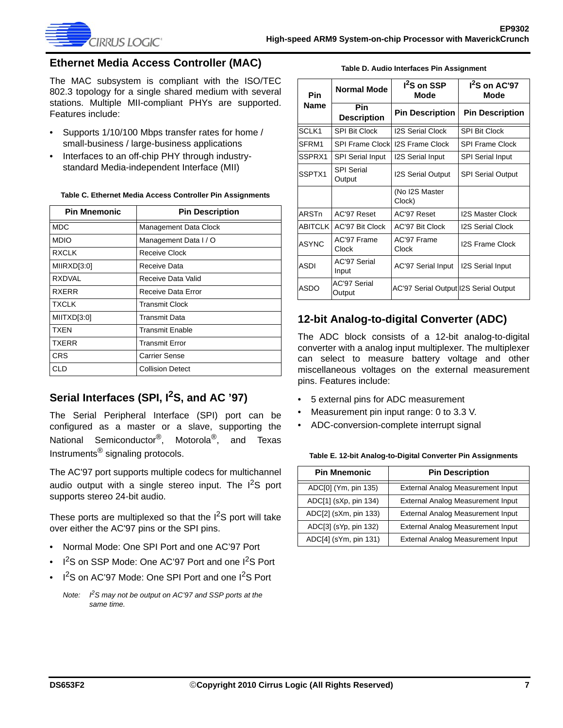## Ethernet Media Access Controller (MAC)

The MAC subsystem is compliant with the ISO/TEC 802.3 topology for a single shared medium with several stations. Multiple MII-compliant PHYs are supported. Features include:

- Supports 1/10/100 Mbps transfer rates for home / small-business / large-business applications
- Interfaces to an off-chip PHY through industry-standard Media-independent Interface (MII)

**Table C. Ethernet Media Access Controller Pin Assignments**

| Pin Mnemonic | Pin Description |
|---|---|
| MDC | Management Data Clock |
| MDIO | Management Data I / O |
| RXCLK | Receive Clock |
| MIIRXD[3:0] | Receive Data |
| RXDVAL | Receive Data Valid |
| RXERR | Receive Data Error |
| TXCLK | Transmit Clock |
| MIITXD[3:0] | Transmit Data |
| TXEN | Transmit Enable |
| TXERR | Transmit Error |
| CRS | Carrier Sense |
| CLD | Collision Detect |

## Serial Interfaces (SPI, $I^2S$, and AC '97)

The Serial Peripheral Interface (SPI) port can be configured as a master or a slave, supporting the National Semiconductor®, Motorola®, and Texas Instruments® signaling protocols.

The AC'97 port supports multiple codecs for multichannel audio output with a single stereo input. The $I^2S$ port supports stereo 24-bit audio.

These ports are multiplexed so that the $I^2S$ port will take over either the AC'97 pins or the SPI pins.

- Normal Mode: One SPI Port and one AC'97 Port
- $I^2S$ on SSP Mode: One AC'97 Port and one $I^2S$ Port
- $I^2S$ on AC'97 Mode: One SPI Port and one $I^2S$ Port

*Note: $I^2S$ may not be output on AC'97 and SSP ports at the same time.*

**Table D. Audio Interfaces Pin Assignment**

| Pin Name | Normal Mode | $I^2S$ on SSP Mode | $I^2S$ on AC'97 Mode |
|---|---|---|---|
| | Pin Description | Pin Description | Pin Description |
| SCLK1 | SPI Bit Clock | I2S Serial Clock | SPI Bit Clock |
| SFRM1 | SPI Frame Clock | I2S Frame Clock | SPI Frame Clock |
| SSPRX1 | SPI Serial Input | I2S Serial Input | SPI Serial Input |
| SSPTX1 | SPI Serial Output | I2S Serial Output | SPI Serial Output |
| | | (No I2S Master Clock) | |
| ARSTn | AC'97 Reset | AC'97 Reset | I2S Master Clock |
| ABITCLK | AC'97 Bit Clock | AC'97 Bit Clock | I2S Serial Clock |
| ASYNC | AC'97 Frame Clock | AC'97 Frame Clock | I2S Frame Clock |
| ASDI | AC'97 Serial Input | AC'97 Serial Input | I2S Serial Input |
| ASDO | AC'97 Serial Output | AC'97 Serial Output | I2S Serial Output |

## 12-bit Analog-to-digital Converter (ADC)

The ADC block consists of a 12-bit analog-to-digital converter with a analog input multiplexer. The multiplexer can select to measure battery voltage and other miscellaneous voltages on the external measurement pins. Features include:

- 5 external pins for ADC measurement
- Measurement pin input range: 0 to 3.3 V.
- ADC-conversion-complete interrupt signal

**Table E. 12-bit Analog-to-Digital Converter Pin Assignments**

| Pin Mnemonic | Pin Description |
|---|---|
| ADC[0] (Ym, pin 135) | External Analog Measurement Input |
| ADC[1] (sXp, pin 134) | External Analog Measurement Input |
| ADC[2] (sXm, pin 133) | External Analog Measurement Input |
| ADC[3] (sYp, pin 132) | External Analog Measurement Input |
| ADC[4] (sYm, pin 131) | External Analog Measurement Input |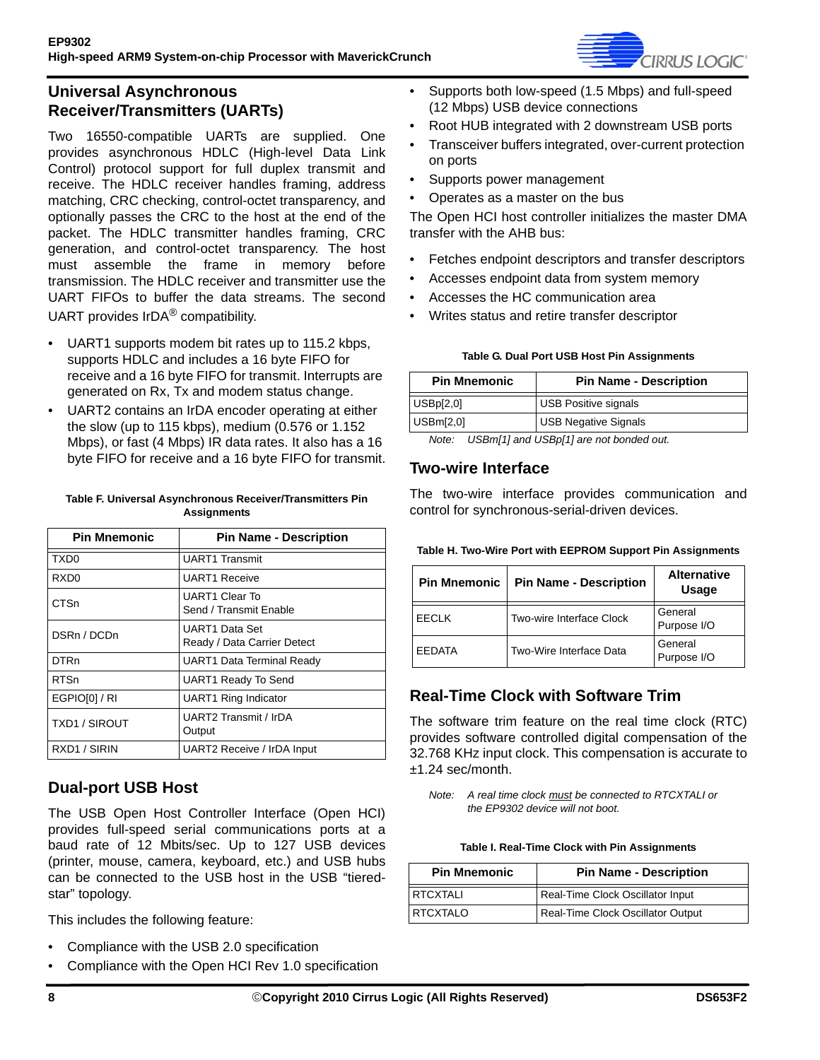## Universal Asynchronous Receiver/Transmitters (UARTs)

Two 16550-compatible UARTs are supplied. One provides asynchronous HDLC (High-level Data Link Control) protocol support for full duplex transmit and receive. The HDLC receiver handles framing, address matching, CRC checking, control-octet transparency, and optionally passes the CRC to the host at the end of the packet. The HDLC transmitter handles framing, CRC generation, and control-octet transparency. The host must assemble the frame in memory before transmission. The HDLC receiver and transmitter use the UART FIFOs to buffer the data streams. The second UART provides IrDA® compatibility.

- UART1 supports modem bit rates up to 115.2 kbps, supports HDLC and includes a 16 byte FIFO for receive and a 16 byte FIFO for transmit. Interrupts are generated on Rx, Tx and modem status change.
- UART2 contains an IrDA encoder operating at either the slow (up to 115 kbps), medium (0.576 or 1.152 Mbps), or fast (4 Mbps) IR data rates. It also has a 16 byte FIFO for receive and a 16 byte FIFO for transmit.

**Table F. Universal Asynchronous Receiver/Transmitters Pin Assignments**

| Pin Mnemonic | Pin Name - Description |
|---|---|
| TXD0 | UART1 Transmit |
| RXD0 | UART1 Receive |
| CTSn | UART1 Clear To Send / Transmit Enable |
| DSRn / DCDn | UART1 Data Set Ready / Data Carrier Detect |
| DTRn | UART1 Data Terminal Ready |
| RTSn | UART1 Ready To Send |
| EGPIO[0] / RI | UART1 Ring Indicator |
| TXD1 / SIROUT | UART2 Transmit / IrDA Output |
| RXD1 / SIRIN | UART2 Receive / IrDA Input |

## Dual-port USB Host

The USB Open Host Controller Interface (Open HCI) provides full-speed serial communications ports at a baud rate of 12 Mbits/sec. Up to 127 USB devices (printer, mouse, camera, keyboard, etc.) and USB hubs can be connected to the USB host in the USB “tiered-star” topology.

This includes the following feature:

- Compliance with the USB 2.0 specification
- Compliance with the Open HCI Rev 1.0 specification
- Supports both low-speed (1.5 Mbps) and full-speed (12 Mbps) USB device connections
- Root HUB integrated with 2 downstream USB ports
- Transceiver buffers integrated, over-current protection on ports
- Supports power management
- Operates as a master on the bus

The Open HCI host controller initializes the master DMA transfer with the AHB bus:

- Fetches endpoint descriptors and transfer descriptors
- Accesses endpoint data from system memory
- Accesses the HC communication area
- Writes status and retire transfer descriptor

**Table G. Dual Port USB Host Pin Assignments**

| Pin Mnemonic | Pin Name - Description |
|---|---|
| USBp[2,0] | USB Positive signals |
| USBm[2,0] | USB Negative Signals |

*Note: USBm[1] and USBp[1] are not bonded out.*

## Two-wire Interface

The two-wire interface provides communication and control for synchronous-serial-driven devices.

**Table H. Two-Wire Port with EEPROM Support Pin Assignments**

| Pin Mnemonic | Pin Name - Description | Alternative Usage |
|---|---|---|
| EECLK | Two-wire Interface Clock | General Purpose I/O |
| EEDATA | Two-Wire Interface Data | General Purpose I/O |

## Real-Time Clock with Software Trim

The software trim feature on the real time clock (RTC) provides software controlled digital compensation of the 32.768 KHz input clock. This compensation is accurate to ±1.24 sec/month.

*Note: A real time clock must be connected to RTCXTALI or the EP9302 device will not boot.*

**Table I. Real-Time Clock with Pin Assignments**

| Pin Mnemonic | Pin Name - Description |
|---|---|
| RTCXTALI | Real-Time Clock Oscillator Input |
| RTCXTALO | Real-Time Clock Oscillator Output |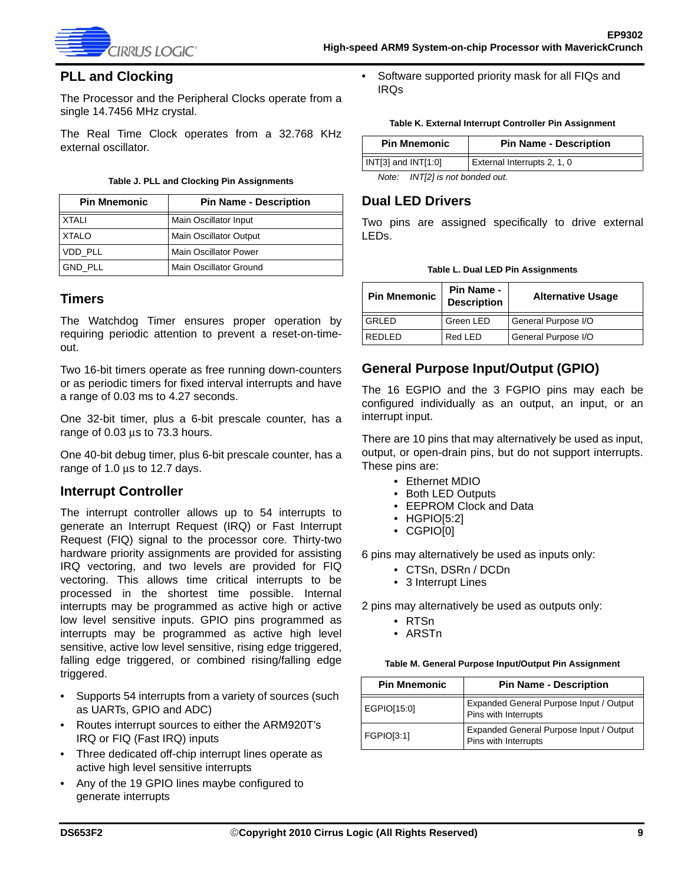## PLL and Clocking

The Processor and the Peripheral Clocks operate from a single 14.7456 MHz crystal.

The Real Time Clock operates from a 32.768 KHz external oscillator.

**Table J. PLL and Clocking Pin Assignments**

| Pin Mnemonic | Pin Name - Description |
|---|---|
| XTALI | Main Oscillator Input |
| XTALO | Main Oscillator Output |
| VDD_PLL | Main Oscillator Power |
| GND_PLL | Main Oscillator Ground |

## Timers

The Watchdog Timer ensures proper operation by requiring periodic attention to prevent a reset-on-time-out.

Two 16-bit timers operate as free running down-counters or as periodic timers for fixed interval interrupts and have a range of 0.03 ms to 4.27 seconds.

One 32-bit timer, plus a 6-bit prescale counter, has a range of 0.03 µs to 73.3 hours.

One 40-bit debug timer, plus 6-bit prescale counter, has a range of 1.0 µs to 12.7 days.

## Interrupt Controller

The interrupt controller allows up to 54 interrupts to generate an Interrupt Request (IRQ) or Fast Interrupt Request (FIQ) signal to the processor core. Thirty-two hardware priority assignments are provided for assisting IRQ vectoring, and two levels are provided for FIQ vectoring. This allows time critical interrupts to be processed in the shortest time possible. Internal interrupts may be programmed as active high or active low level sensitive inputs. GPIO pins programmed as interrupts may be programmed as active high level sensitive, active low level sensitive, rising edge triggered, falling edge triggered, or combined rising/falling edge triggered.

- Supports 54 interrupts from a variety of sources (such as UARTs, GPIO and ADC)
- Routes interrupt sources to either the ARM920T's IRQ or FIQ (Fast IRQ) inputs
- Three dedicated off-chip interrupt lines operate as active high level sensitive interrupts
- Any of the 19 GPIO lines maybe configured to generate interrupts
- Software supported priority mask for all FIQs and IRQs

**Table K. External Interrupt Controller Pin Assignment**

| Pin Mnemonic | Pin Name - Description |
|---|---|
| INT[3] and INT[1:0] | External Interrupts 2, 1, 0 |

*Note: INT[2] is not bonded out.*

## Dual LED Drivers

Two pins are assigned specifically to drive external LEDs.

**Table L. Dual LED Pin Assignments**

| Pin Mnemonic | Pin Name - Description | Alternative Usage |
|---|---|---|
| GRLED | Green LED | General Purpose I/O |
| REDLED | Red LED | General Purpose I/O |

## General Purpose Input/Output (GPIO)

The 16 EGPIO and the 3 FGPIO pins may each be configured individually as an output, an input, or an interrupt input.

There are 10 pins that may alternatively be used as input, output, or open-drain pins, but do not support interrupts. These pins are:

- Ethernet MDIO
- Both LED Outputs
- EEPROM Clock and Data
- HGPIO[5:2]
- CGPIO[0]

6 pins may alternatively be used as inputs only:

- CTSn, DSRn / DCDn
- 3 Interrupt Lines

2 pins may alternatively be used as outputs only:

- RTSn
- ARSTn

**Table M. General Purpose Input/Output Pin Assignment**

| Pin Mnemonic | Pin Name - Description |
|---|---|
| EGPIO[15:0] | Expanded General Purpose Input / Output Pins with Interrupts |
| FGPIO[3:1] | Expanded General Purpose Input / Output Pins with Interrupts |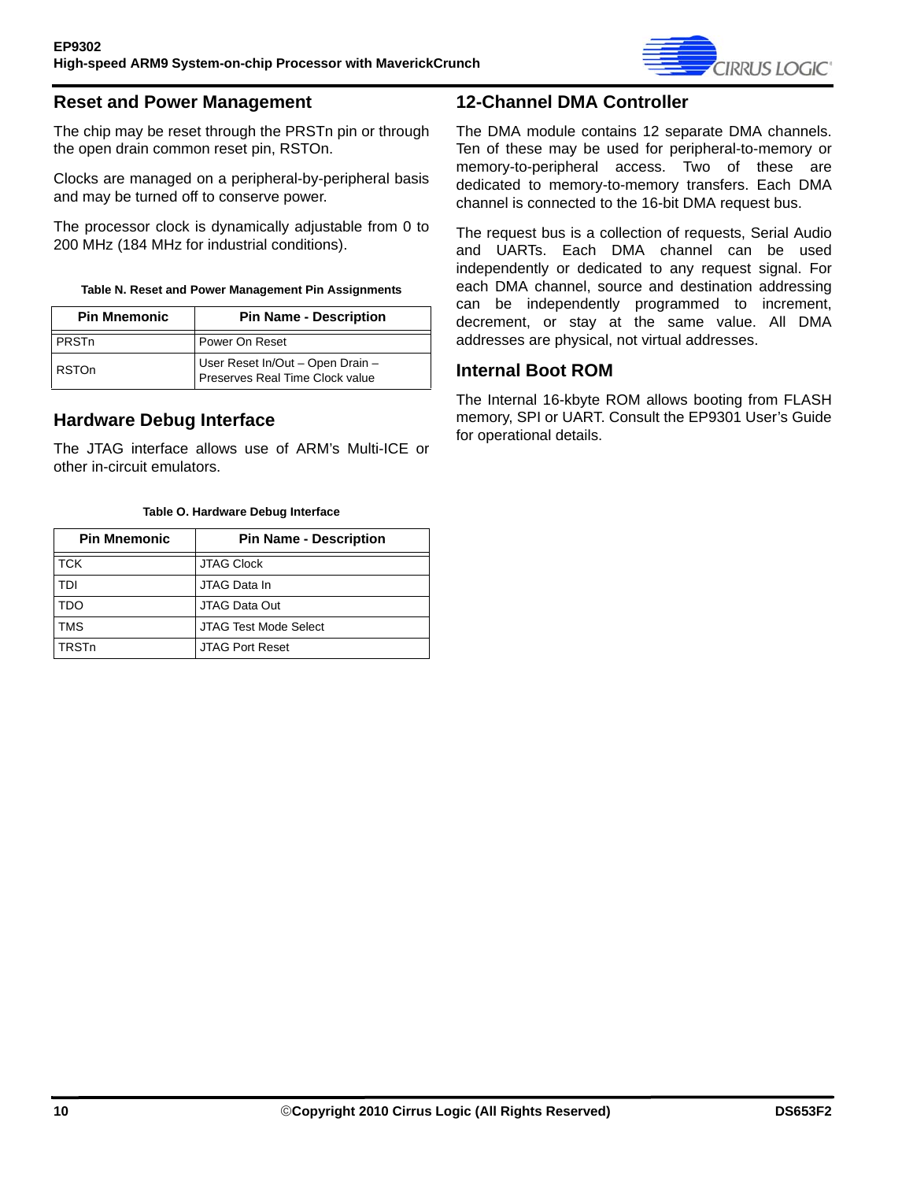## Reset and Power Management

The chip may be reset through the PRSTn pin or through the open drain common reset pin, RSTOn.

Clocks are managed on a peripheral-by-peripheral basis and may be turned off to conserve power.

The processor clock is dynamically adjustable from 0 to 200 MHz (184 MHz for industrial conditions).

**Table N. Reset and Power Management Pin Assignments**

| Pin Mnemonic | Pin Name - Description |
|---|---|
| PRSTn | Power On Reset |
| RSTOn | User Reset In/Out – Open Drain – Preserves Real Time Clock value |

## Hardware Debug Interface

The JTAG interface allows use of ARM's Multi-ICE or other in-circuit emulators.

**Table O. Hardware Debug Interface**

| Pin Mnemonic | Pin Name - Description |
|---|---|
| TCK | JTAG Clock |
| TDI | JTAG Data In |
| TDO | JTAG Data Out |
| TMS | JTAG Test Mode Select |
| TRSTn | JTAG Port Reset |

## 12-Channel DMA Controller

The DMA module contains 12 separate DMA channels. Ten of these may be used for peripheral-to-memory or memory-to-peripheral access. Two of these are dedicated to memory-to-memory transfers. Each DMA channel is connected to the 16-bit DMA request bus.

The request bus is a collection of requests, Serial Audio and UARTs. Each DMA channel can be used independently or dedicated to any request signal. For each DMA channel, source and destination addressing can be independently programmed to increment, decrement, or stay at the same value. All DMA addresses are physical, not virtual addresses.

## Internal Boot ROM

The Internal 16-kbyte ROM allows booting from FLASH memory, SPI or UART. Consult the EP9301 User's Guide for operational details.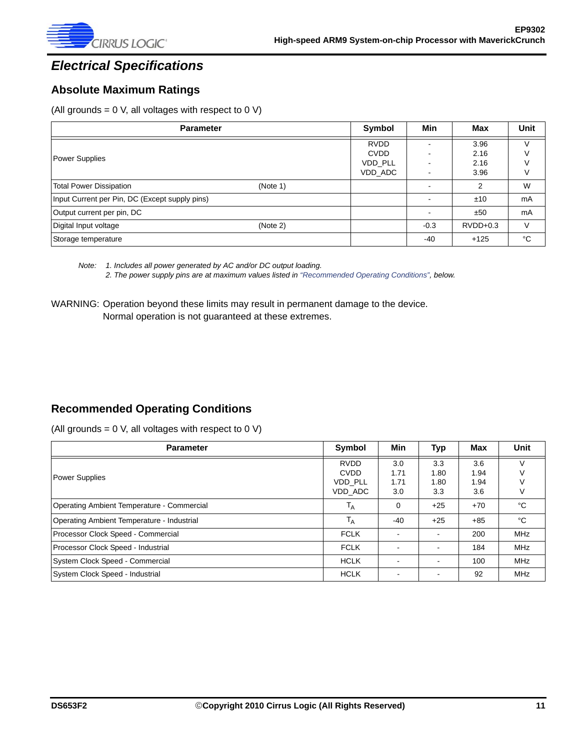# Electrical Specifications

## Absolute Maximum Ratings

(All grounds = 0 V, all voltages with respect to 0 V)

| Parameter | Symbol | Min | Max | Unit |
|---|---|---|---|---|
| Power Supplies | RVDD<br>CVDD<br>VDD_PLL<br>VDD_ADC | -<br>-<br>-<br>- | 3.96<br>2.16<br>2.16<br>3.96 | V<br>V<br>V<br>V |
| Total Power Dissipation (Note 1) | | - | 2 | W |
| Input Current per Pin, DC (Except supply pins) | | - | ±10 | mA |
| Output current per pin, DC | | - | ±50 | mA |
| Digital Input voltage (Note 2) | | -0.3 | RVDD+0.3 | V |
| Storage temperature | | -40 | +125 | °C |

*Note: 1. Includes all power generated by AC and/or DC output loading.*
*2. The power supply pins are at maximum values listed in "Recommended Operating Conditions", below.*

WARNING: Operation beyond these limits may result in permanent damage to the device.
Normal operation is not guaranteed at these extremes.

## Recommended Operating Conditions

(All grounds = 0 V, all voltages with respect to 0 V)

| Parameter | Symbol | Min | Typ | Max | Unit |
|---|---|---|---|---|---|
| Power Supplies | RVDD<br>CVDD<br>VDD_PLL<br>VDD_ADC | 3.0<br>1.71<br>1.71<br>3.0 | 3.3<br>1.80<br>1.80<br>3.3 | 3.6<br>1.94<br>1.94<br>3.6 | V<br>V<br>V<br>V |
| Operating Ambient Temperature - Commercial | $T_A$ | 0 | +25 | +70 | °C |
| Operating Ambient Temperature - Industrial | $T_A$ | -40 | +25 | +85 | °C |
| Processor Clock Speed - Commercial | FCLK | - | - | 200 | MHz |
| Processor Clock Speed - Industrial | FCLK | - | - | 184 | MHz |
| System Clock Speed - Commercial | HCLK | - | - | 100 | MHz |
| System Clock Speed - Industrial | HCLK | - | - | 92 | MHz |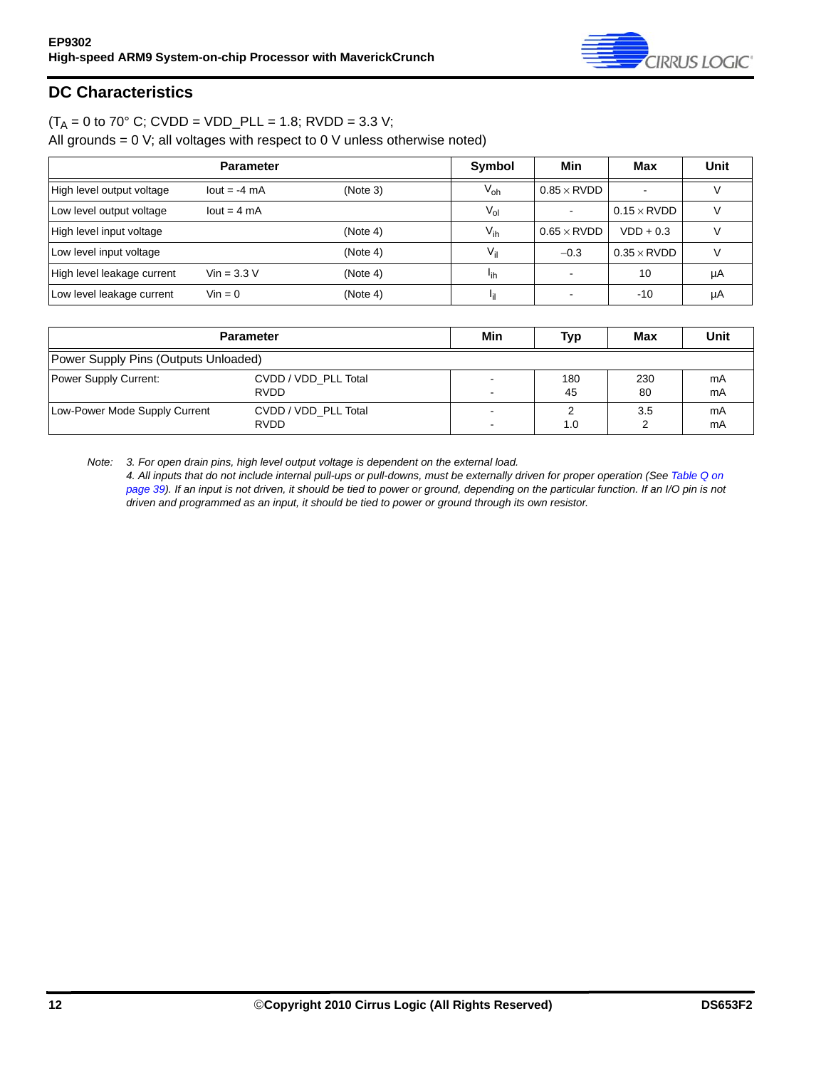## DC Characteristics

($T_A$ = 0 to 70° C; CVDD = VDD_PLL = 1.8; RVDD = 3.3 V;
All grounds = 0 V; all voltages with respect to 0 V unless otherwise noted)

| Parameter | | | Symbol | Min | Max | Unit |
|---|---|---|---|---|---|---|
| High level output voltage | Iout = -4 mA | (Note 3) | $V_{oh}$ | 0.85 × RVDD | - | V |
| Low level output voltage | Iout = 4 mA | | $V_{ol}$ | - | 0.15 × RVDD | V |
| High level input voltage | | (Note 4) | $V_{ih}$ | 0.65 × RVDD | VDD + 0.3 | V |
| Low level input voltage | | (Note 4) | $V_{il}$ | −0.3 | 0.35 × RVDD | V |
| High level leakage current | Vin = 3.3 V | (Note 4) | $I_{ih}$ | - | 10 | µA |
| Low level leakage current | Vin = 0 | (Note 4) | $I_{il}$ | - | -10 | µA |

| Parameter | | Min | Typ | Max | Unit |
|---|---|---|---|---|---|
| Power Supply Pins (Outputs Unloaded) | | | | | |
| Power Supply Current: | CVDD / VDD_PLL Total<br>RVDD | -<br>- | 180<br>45 | 230<br>80 | mA<br>mA |
| Low-Power Mode Supply Current | CVDD / VDD_PLL Total<br>RVDD | -<br>- | 2<br>1.0 | 3.5<br>2 | mA<br>mA |

*Note: 3. For open drain pins, high level output voltage is dependent on the external load.*

*4. All inputs that do not include internal pull-ups or pull-downs, must be externally driven for proper operation (See Table Q on page 39). If an input is not driven, it should be tied to power or ground, depending on the particular function. If an I/O pin is not driven and programmed as an input, it should be tied to power or ground through its own resistor.*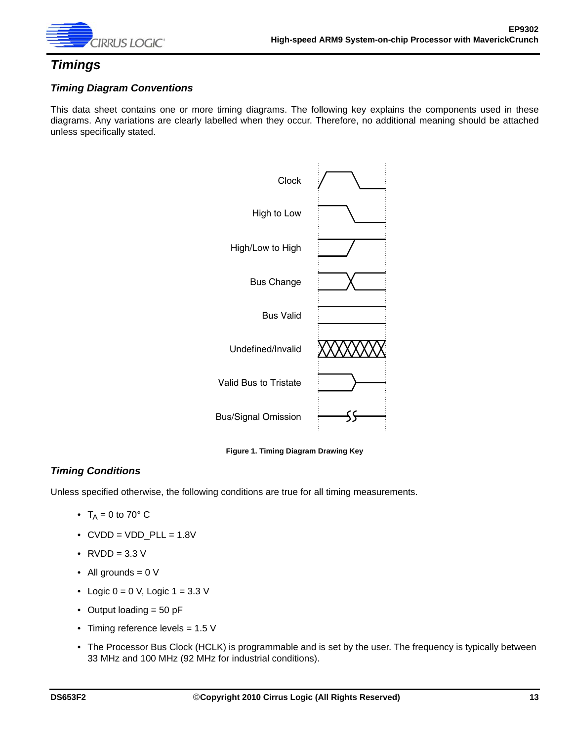## Timings

### Timing Diagram Conventions

This data sheet contains one or more timing diagrams. The following key explains the components used in these diagrams. Any variations are clearly labelled when they occur. Therefore, no additional meaning should be attached unless specifically stated.

Clock

High to Low

High/Low to High

Bus Change

Bus Valid

Undefined/Invalid

Valid Bus to Tristate

Bus/Signal Omission

**Figure 1. Timing Diagram Drawing Key**

### Timing Conditions

Unless specified otherwise, the following conditions are true for all timing measurements.

- $T_A$ = 0 to 70° C
- CVDD = VDD_PLL = 1.8V
- RVDD = 3.3 V
- All grounds = 0 V
- Logic 0 = 0 V, Logic 1 = 3.3 V
- Output loading = 50 pF
- Timing reference levels = 1.5 V
- The Processor Bus Clock (HCLK) is programmable and is set by the user. The frequency is typically between 33 MHz and 100 MHz (92 MHz for industrial conditions).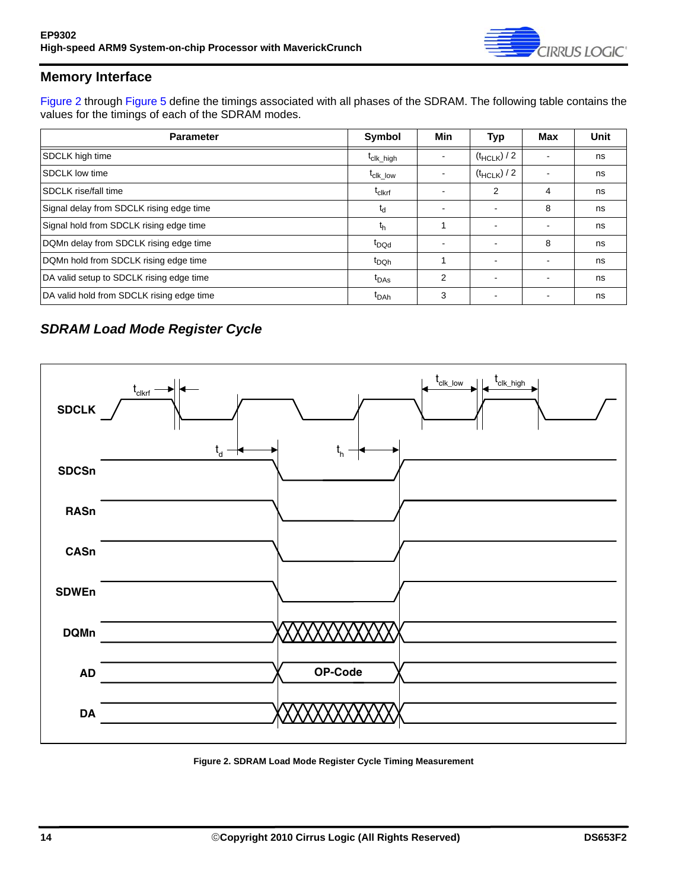## Memory Interface

Figure 2 through Figure 5 define the timings associated with all phases of the SDRAM. The following table contains the values for the timings of each of the SDRAM modes.

| Parameter | Symbol | Min | Typ | Max | Unit |
|---|---|---|---|---|---|
| SDCLK high time | $t_{clk\_high}$ | - | $(t_{HCLK})$ / 2 | - | ns |
| SDCLK low time | $t_{clk\_low}$ | - | $(t_{HCLK})$ / 2 | - | ns |
| SDCLK rise/fall time | $t_{clkrf}$ | - | 2 | 4 | ns |
| Signal delay from SDCLK rising edge time | $t_d$ | - | - | 8 | ns |
| Signal hold from SDCLK rising edge time | $t_h$ | 1 | - | - | ns |
| DQMn delay from SDCLK rising edge time | $t_{DQd}$ | - | - | 8 | ns |
| DQMn hold from SDCLK rising edge time | $t_{DQh}$ | 1 | - | - | ns |
| DA valid setup to SDCLK rising edge time | $t_{DAs}$ | 2 | - | - | ns |
| DA valid hold from SDCLK rising edge time | $t_{DAh}$ | 3 | - | - | ns |

### *SDRAM Load Mode Register Cycle*

**Figure 2. SDRAM Load Mode Register Cycle Timing Measurement**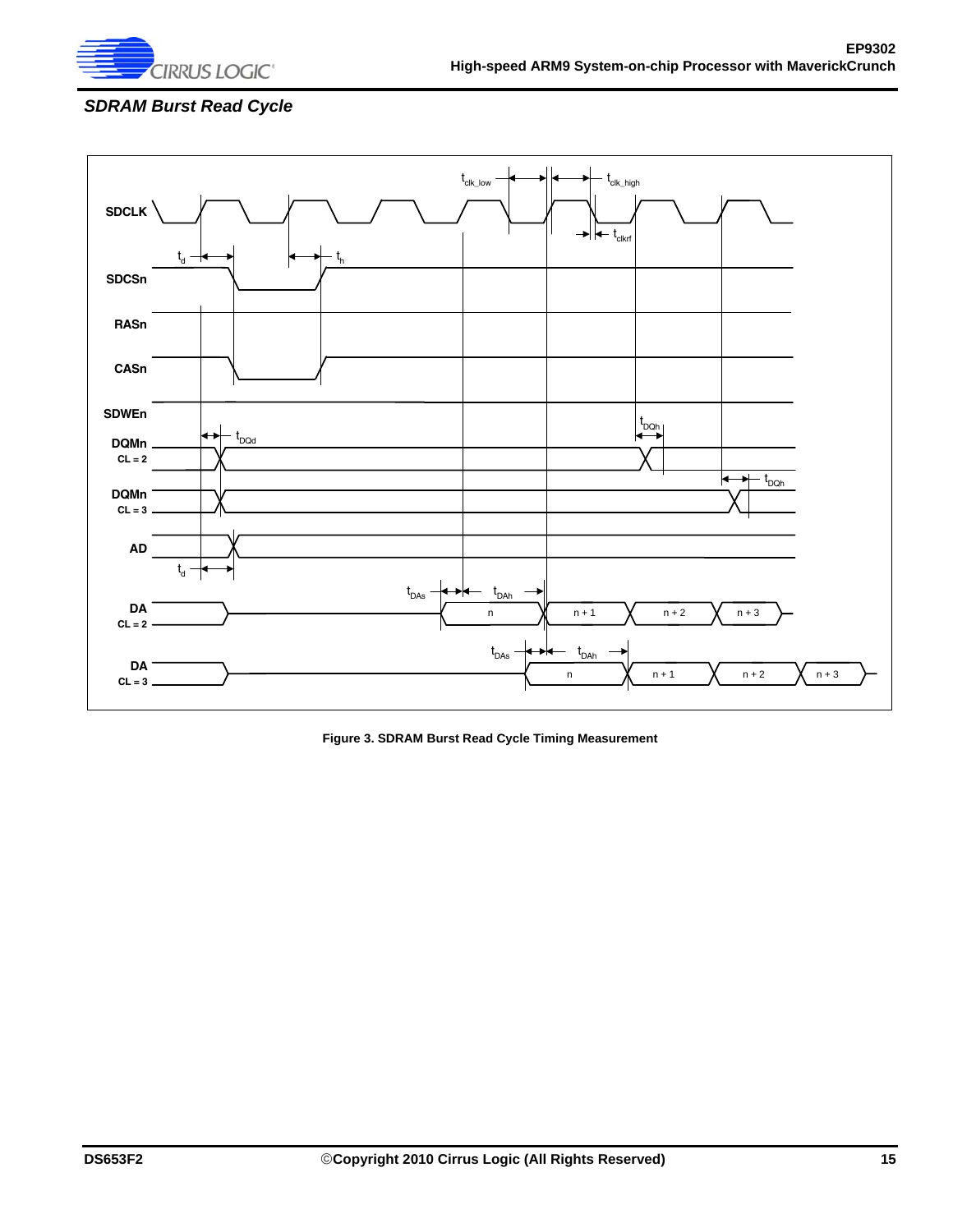### SDRAM Burst Read Cycle

Figure 3. SDRAM Burst Read Cycle Timing Measurement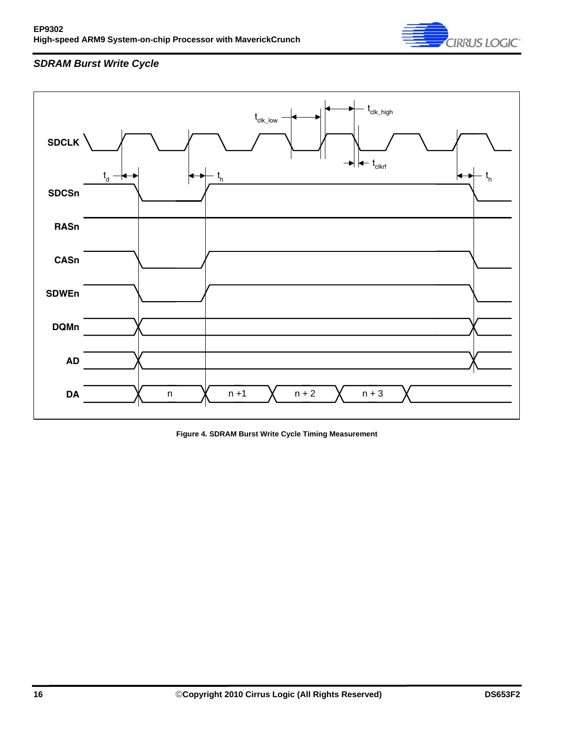### *SDRAM Burst Write Cycle*

Figure 4. SDRAM Burst Write Cycle Timing Measurement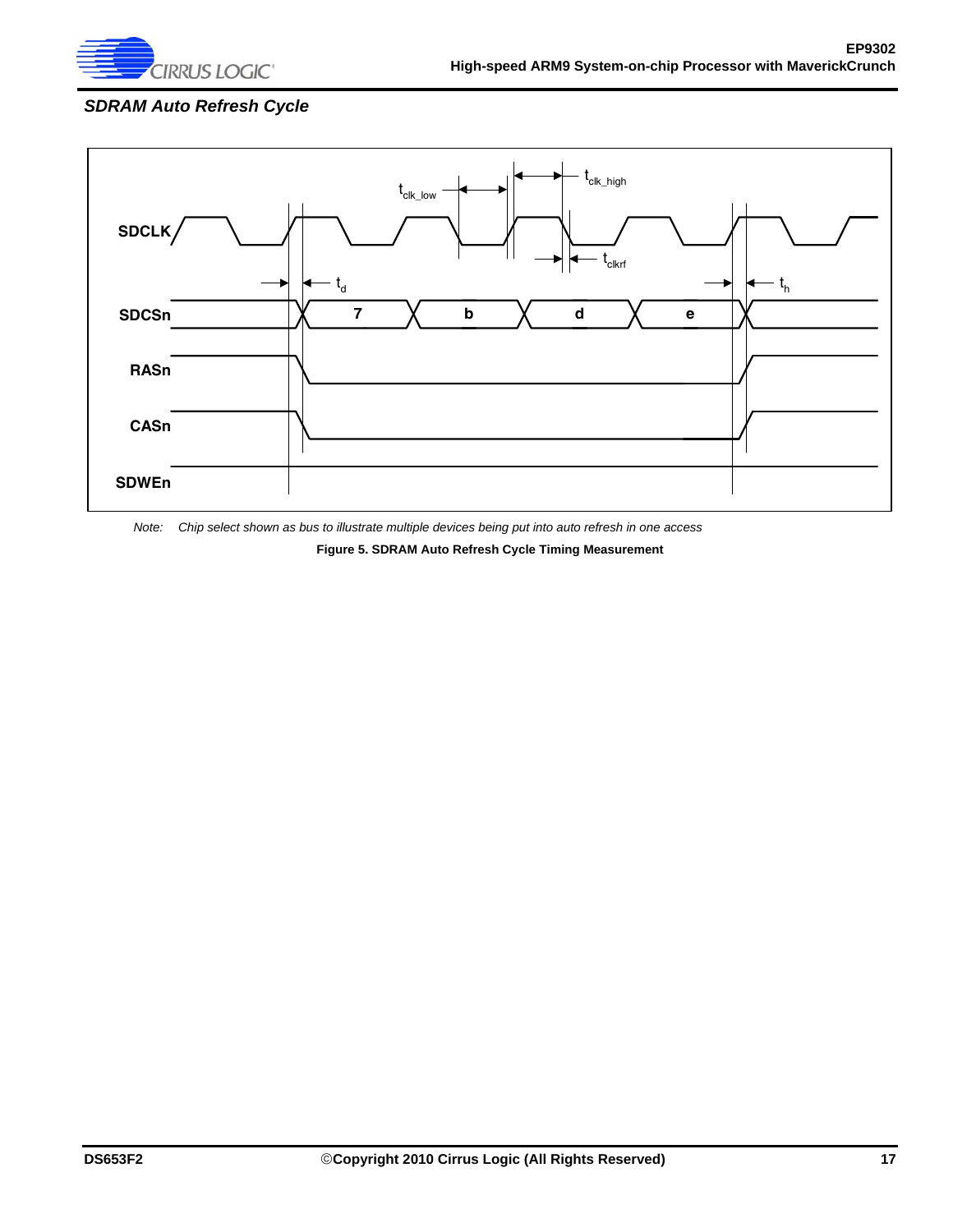### SDRAM Auto Refresh Cycle

*Note: Chip select shown as bus to illustrate multiple devices being put into auto refresh in one access*

**Figure 5. SDRAM Auto Refresh Cycle Timing Measurement**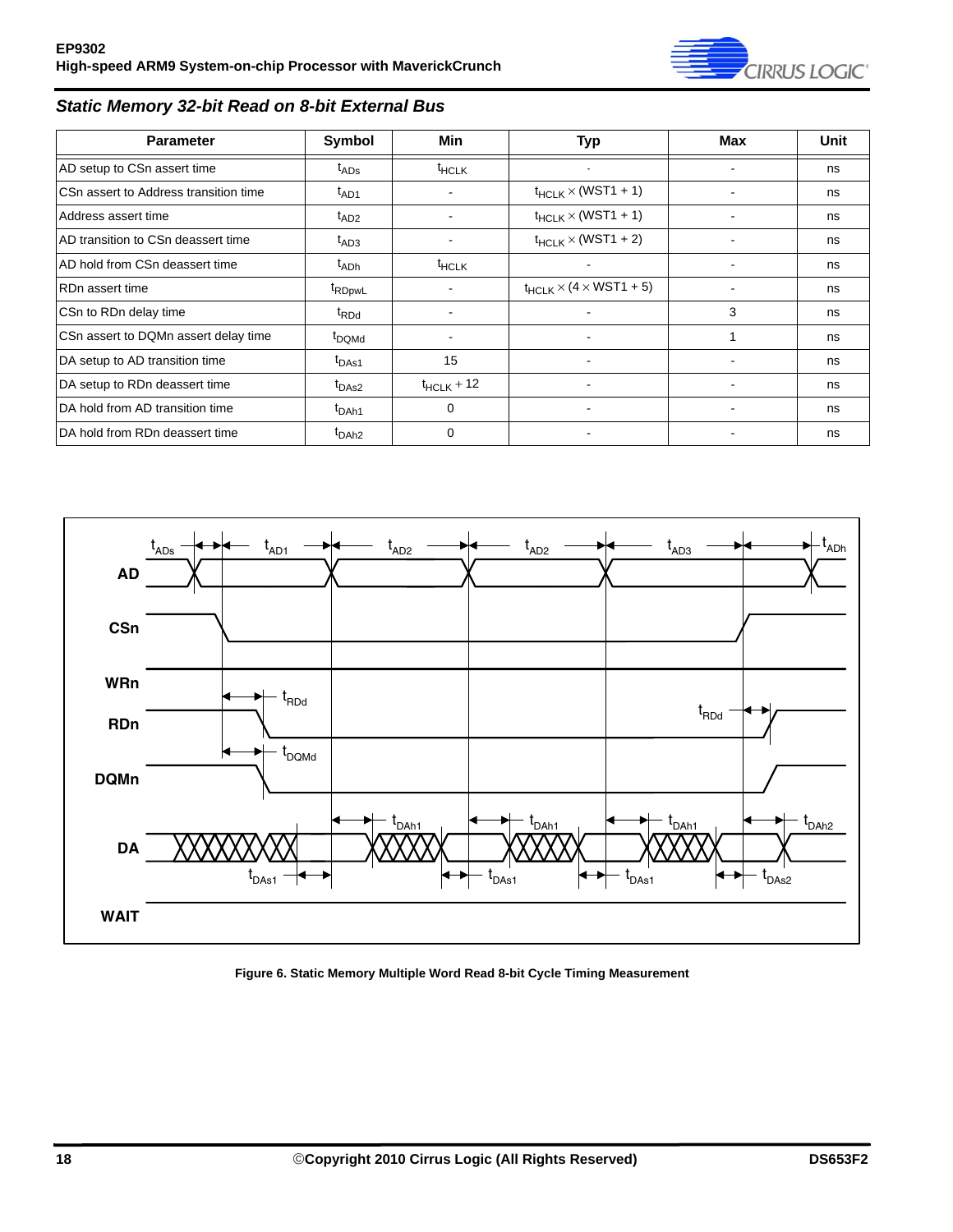## Static Memory 32-bit Read on 8-bit External Bus

| Parameter | Symbol | Min | Typ | Max | Unit |
|---|---|---|---|---|---|
| AD setup to CSn assert time | $t_{ADs}$ | $t_{HCLK}$ | - | - | ns |
| CSn assert to Address transition time | $t_{AD1}$ | - | $t_{HCLK} \times (WST1 + 1)$ | - | ns |
| Address assert time | $t_{AD2}$ | - | $t_{HCLK} \times (WST1 + 1)$ | - | ns |
| AD transition to CSn deassert time | $t_{AD3}$ | - | $t_{HCLK} \times (WST1 + 2)$ | - | ns |
| AD hold from CSn deassert time | $t_{ADh}$ | $t_{HCLK}$ | - | - | ns |
| RDn assert time | $t_{RDpwL}$ | - | $t_{HCLK} \times (4 \times WST1 + 5)$ | - | ns |
| CSn to RDn delay time | $t_{RDd}$ | - | - | 3 | ns |
| CSn assert to DQMn assert delay time | $t_{DQMd}$ | - | - | 1 | ns |
| DA setup to AD transition time | $t_{DAs1}$ | 15 | - | - | ns |
| DA setup to RDn deassert time | $t_{DAs2}$ | $t_{HCLK} + 12$ | - | - | ns |
| DA hold from AD transition time | $t_{DAh1}$ | 0 | - | - | ns |
| DA hold from RDn deassert time | $t_{DAh2}$ | 0 | - | - | ns |

**Figure 6. Static Memory Multiple Word Read 8-bit Cycle Timing Measurement**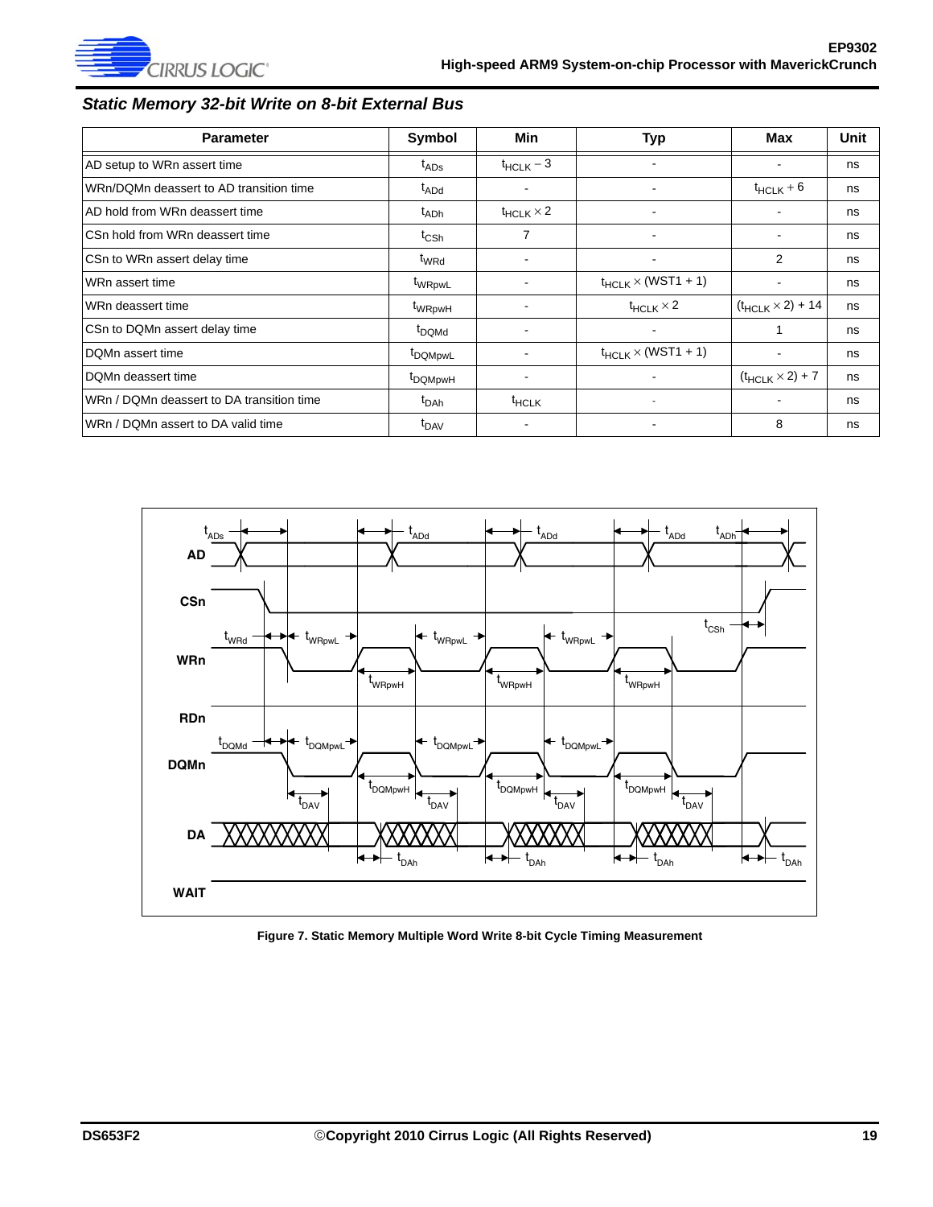### Static Memory 32-bit Write on 8-bit External Bus

| Parameter | Symbol | Min | Typ | Max | Unit |
|---|---|---|---|---|---|
| AD setup to WRn assert time | $t_{ADs}$ | $t_{HCLK} - 3$ | - | - | ns |
| WRn/DQMn deassert to AD transition time | $t_{ADd}$ | - | - | $t_{HCLK} + 6$ | ns |
| AD hold from WRn deassert time | $t_{ADh}$ | $t_{HCLK} \times 2$ | - | - | ns |
| CSn hold from WRn deassert time | $t_{CSh}$ | 7 | - | - | ns |
| CSn to WRn assert delay time | $t_{WRd}$ | - | - | 2 | ns |
| WRn assert time | $t_{WRpwL}$ | - | $t_{HCLK} \times (WST1 + 1)$ | - | ns |
| WRn deassert time | $t_{WRpwH}$ | - | $t_{HCLK} \times 2$ | $(t_{HCLK} \times 2) + 14$ | ns |
| CSn to DQMn assert delay time | $t_{DQMd}$ | - | - | 1 | ns |
| DQMn assert time | $t_{DQMpwL}$ | - | $t_{HCLK} \times (WST1 + 1)$ | - | ns |
| DQMn deassert time | $t_{DQMpwH}$ | - | - | $(t_{HCLK} \times 2) + 7$ | ns |
| WRn / DQMn deassert to DA transition time | $t_{DAh}$ | $t_{HCLK}$ | - | - | ns |
| WRn / DQMn assert to DA valid time | $t_{DAV}$ | - | - | 8 | ns |

**Figure 7. Static Memory Multiple Word Write 8-bit Cycle Timing Measurement**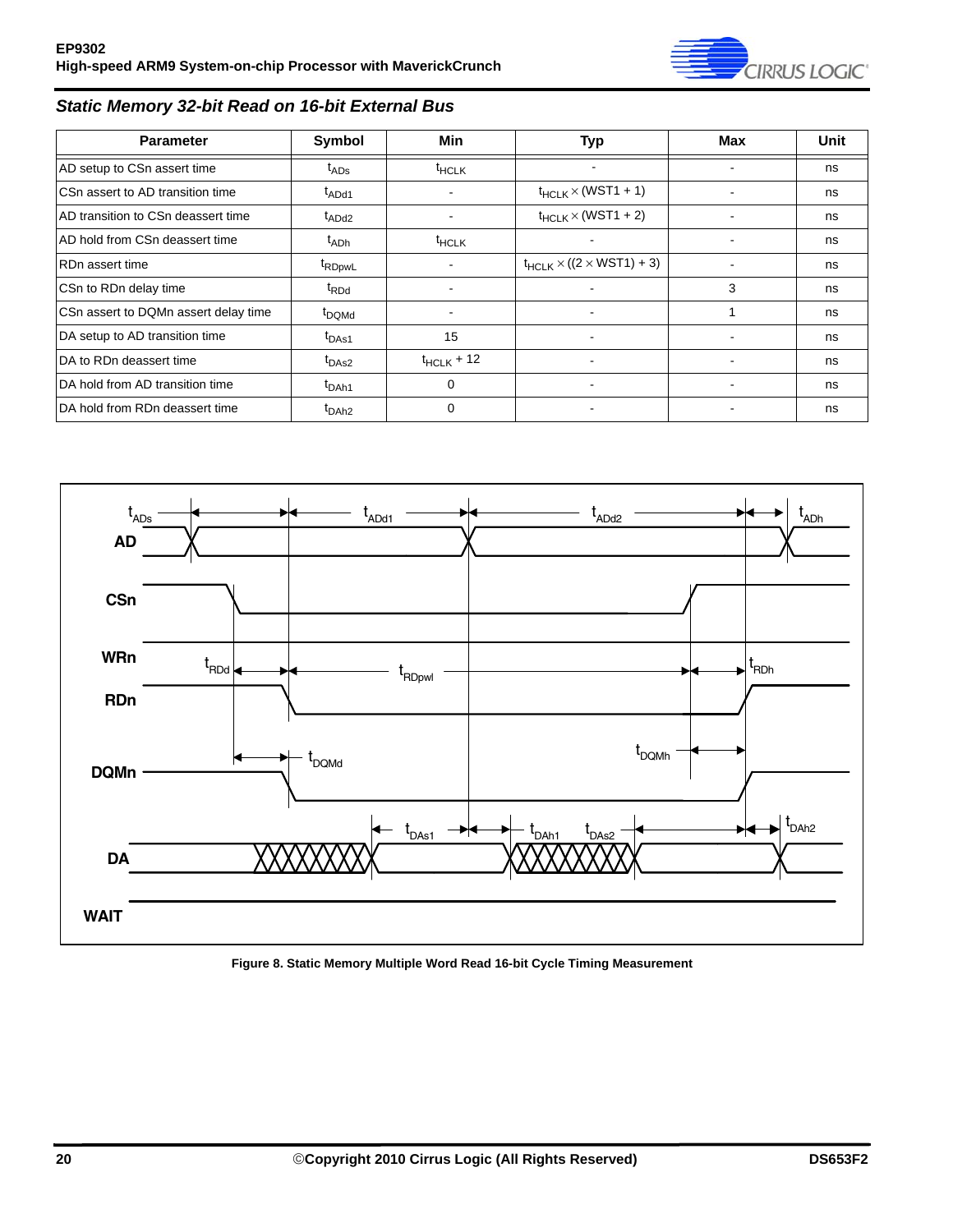## Static Memory 32-bit Read on 16-bit External Bus

| Parameter | Symbol | Min | Typ | Max | Unit |
|---|---|---|---|---|---|
| AD setup to CSn assert time | $t_{ADs}$ | $t_{HCLK}$ | - | - | ns |
| CSn assert to AD transition time | $t_{ADd1}$ | - | $t_{HCLK} \times (WST1 + 1)$ | - | ns |
| AD transition to CSn deassert time | $t_{ADd2}$ | - | $t_{HCLK} \times (WST1 + 2)$ | - | ns |
| AD hold from CSn deassert time | $t_{ADh}$ | $t_{HCLK}$ | - | - | ns |
| RDn assert time | $t_{RDpwL}$ | - | $t_{HCLK} \times ((2 \times WST1) + 3)$ | - | ns |
| CSn to RDn delay time | $t_{RDd}$ | - | - | 3 | ns |
| CSn assert to DQMn assert delay time | $t_{DQMd}$ | - | - | 1 | ns |
| DA setup to AD transition time | $t_{DAs1}$ | 15 | - | - | ns |
| DA to RDn deassert time | $t_{DAs2}$ | $t_{HCLK} + 12$ | - | - | ns |
| DA hold from AD transition time | $t_{DAh1}$ | 0 | - | - | ns |
| DA hold from RDn deassert time | $t_{DAh2}$ | 0 | - | - | ns |

**Figure 8. Static Memory Multiple Word Read 16-bit Cycle Timing Measurement**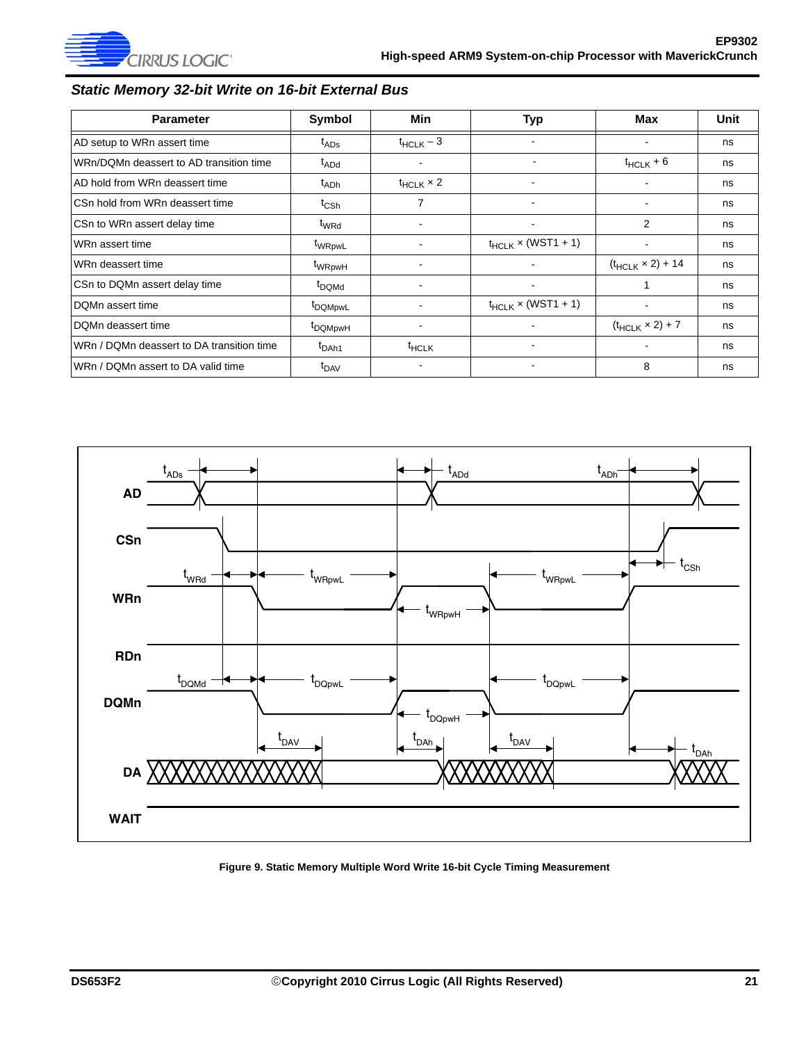### *Static Memory 32-bit Write on 16-bit External Bus*

| Parameter | Symbol | Min | Typ | Max | Unit |
|---|---|---|---|---|---|
| AD setup to WRn assert time | $t_{ADs}$ | $t_{HCLK} - 3$ | - | - | ns |
| WRn/DQMn deassert to AD transition time | $t_{ADd}$ | - | - | $t_{HCLK} + 6$ | ns |
| AD hold from WRn deassert time | $t_{ADh}$ | $t_{HCLK} \times 2$ | - | - | ns |
| CSn hold from WRn deassert time | $t_{CSh}$ | 7 | - | - | ns |
| CSn to WRn assert delay time | $t_{WRd}$ | - | - | 2 | ns |
| WRn assert time | $t_{WRpwL}$ | - | $t_{HCLK} \times (WST1 + 1)$ | - | ns |
| WRn deassert time | $t_{WRpwH}$ | - | - | $(t_{HCLK} \times 2) + 14$ | ns |
| CSn to DQMn assert delay time | $t_{DQMd}$ | - | - | 1 | ns |
| DQMn assert time | $t_{DQMpwL}$ | - | $t_{HCLK} \times (WST1 + 1)$ | - | ns |
| DQMn deassert time | $t_{DQMpwH}$ | - | - | $(t_{HCLK} \times 2) + 7$ | ns |
| WRn / DQMn deassert to DA transition time | $t_{DAh1}$ | $t_{HCLK}$ | - | - | ns |
| WRn / DQMn assert to DA valid time | $t_{DAV}$ | - | - | 8 | ns |

**Figure 9. Static Memory Multiple Word Write 16-bit Cycle Timing Measurement**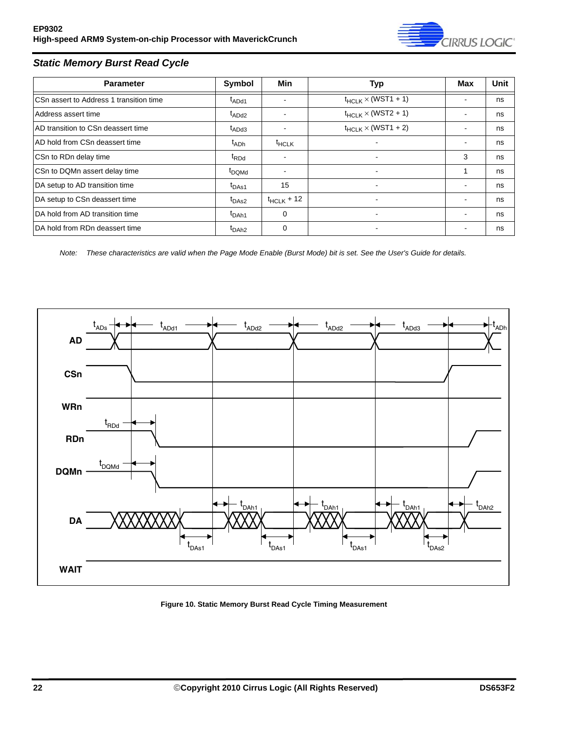### Static Memory Burst Read Cycle

| Parameter | Symbol | Min | Typ | Max | Unit |
|---|---|---|---|---|---|
| CSn assert to Address 1 transition time | $t_{ADd1}$ | - | $t_{HCLK} \times (WST1 + 1)$ | - | ns |
| Address assert time | $t_{ADd2}$ | - | $t_{HCLK} \times (WST2 + 1)$ | - | ns |
| AD transition to CSn deassert time | $t_{ADd3}$ | - | $t_{HCLK} \times (WST1 + 2)$ | - | ns |
| AD hold from CSn deassert time | $t_{ADh}$ | $t_{HCLK}$ | - | - | ns |
| CSn to RDn delay time | $t_{RDd}$ | - | - | 3 | ns |
| CSn to DQMn assert delay time | $t_{DQMd}$ | - | - | 1 | ns |
| DA setup to AD transition time | $t_{DAs1}$ | 15 | - | - | ns |
| DA setup to CSn deassert time | $t_{DAs2}$ | $t_{HCLK} + 12$ | - | - | ns |
| DA hold from AD transition time | $t_{DAh1}$ | 0 | - | - | ns |
| DA hold from RDn deassert time | $t_{DAh2}$ | 0 | - | - | ns |

*Note: These characteristics are valid when the Page Mode Enable (Burst Mode) bit is set. See the User's Guide for details.*

**Figure 10. Static Memory Burst Read Cycle Timing Measurement**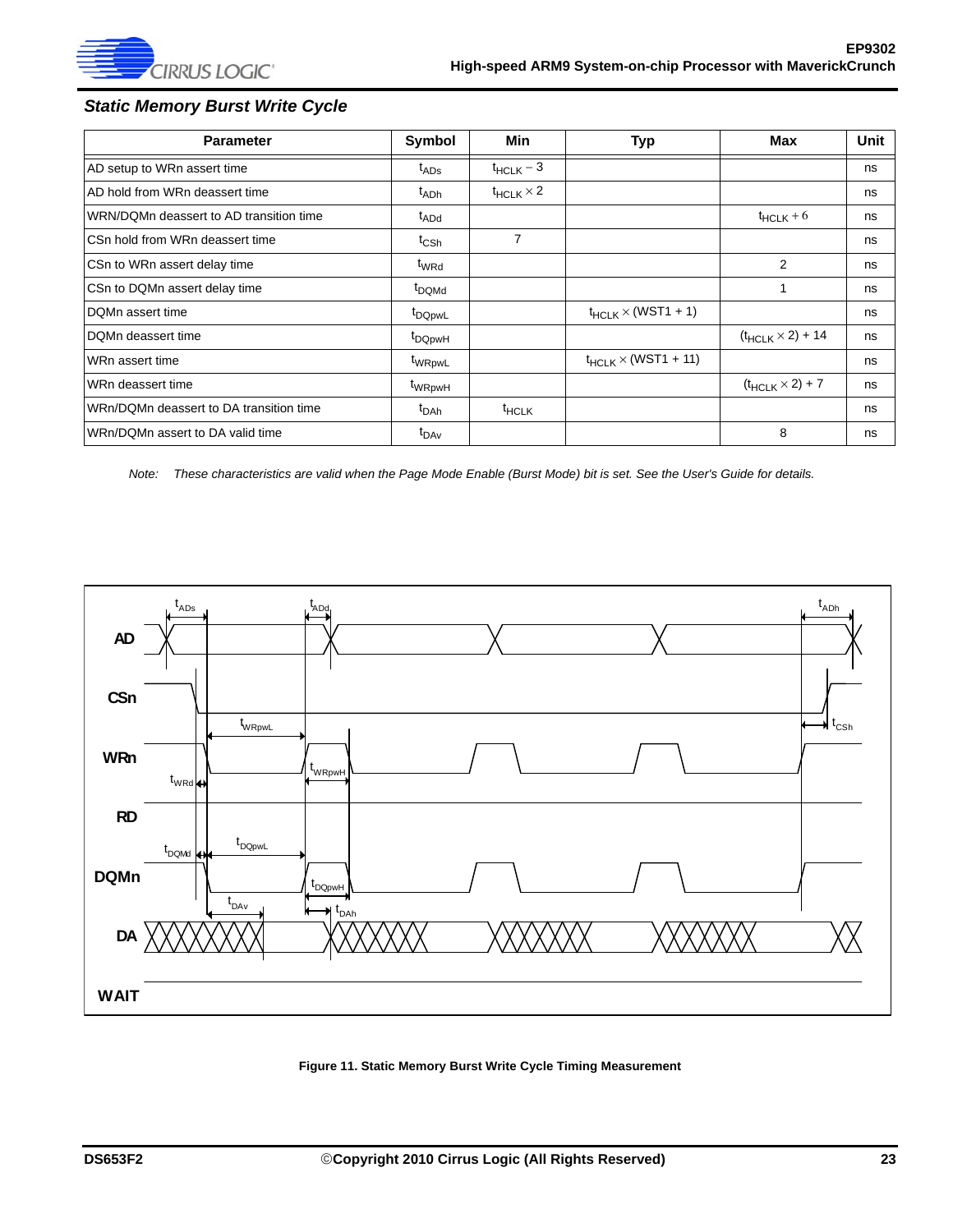### Static Memory Burst Write Cycle

| Parameter | Symbol | Min | Typ | Max | Unit |
|---|---|---|---|---|---|
| AD setup to WRn assert time | $t_{ADs}$ | $t_{HCLK} - 3$ | | | ns |
| AD hold from WRn deassert time | $t_{ADh}$ | $t_{HCLK} \times 2$ | | | ns |
| WRN/DQMn deassert to AD transition time | $t_{ADd}$ | | | $t_{HCLK} + 6$ | ns |
| CSn hold from WRn deassert time | $t_{CSh}$ | 7 | | | ns |
| CSn to WRn assert delay time | $t_{WRd}$ | | | 2 | ns |
| CSn to DQMn assert delay time | $t_{DQMd}$ | | | 1 | ns |
| DQMn assert time | $t_{DQpwL}$ | | $t_{HCLK} \times (WST1 + 1)$ | | ns |
| DQMn deassert time | $t_{DQpwH}$ | | | $(t_{HCLK} \times 2) + 14$ | ns |
| WRn assert time | $t_{WRpwL}$ | | $t_{HCLK} \times (WST1 + 11)$ | | ns |
| WRn deassert time | $t_{WRpwH}$ | | | $(t_{HCLK} \times 2) + 7$ | ns |
| WRn/DQMn deassert to DA transition time | $t_{DAh}$ | $t_{HCLK}$ | | | ns |
| WRn/DQMn assert to DA valid time | $t_{DAv}$ | | | 8 | ns |

*Note: These characteristics are valid when the Page Mode Enable (Burst Mode) bit is set. See the User's Guide for details.*

**Figure 11. Static Memory Burst Write Cycle Timing Measurement**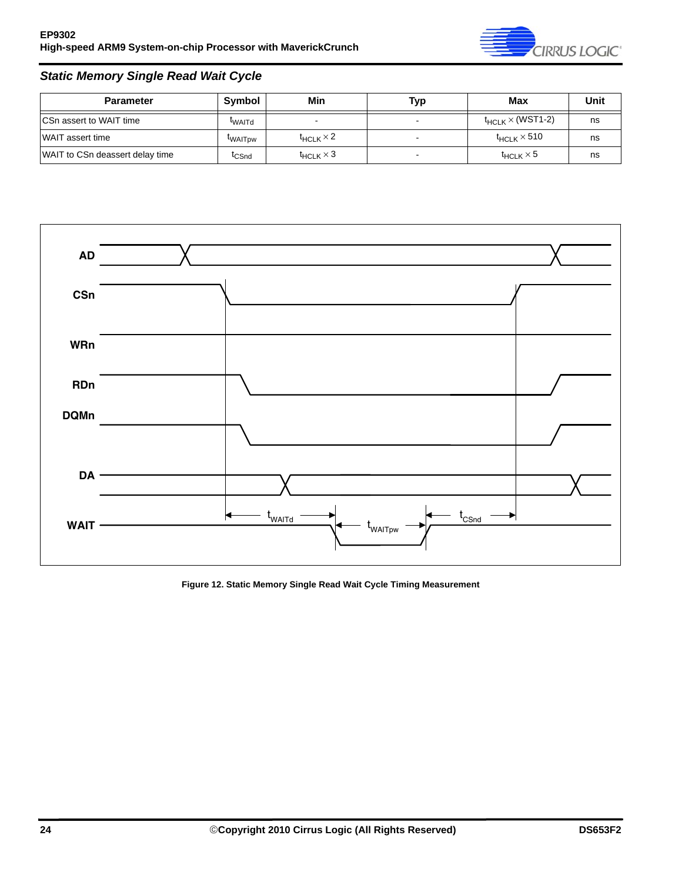## Static Memory Single Read Wait Cycle

| Parameter | Symbol | Min | Typ | Max | Unit |
|---|---|---|---|---|---|
| CSn assert to WAIT time | $t_{WAITd}$ | - | - | $t_{HCLK} \times$ (WST1-2) | ns |
| WAIT assert time | $t_{WAITpw}$ | $t_{HCLK} \times 2$ | - | $t_{HCLK} \times 510$ | ns |
| WAIT to CSn deassert delay time | $t_{CSnd}$ | $t_{HCLK} \times 3$ | - | $t_{HCLK} \times 5$ | ns |

**Figure 12. Static Memory Single Read Wait Cycle Timing Measurement**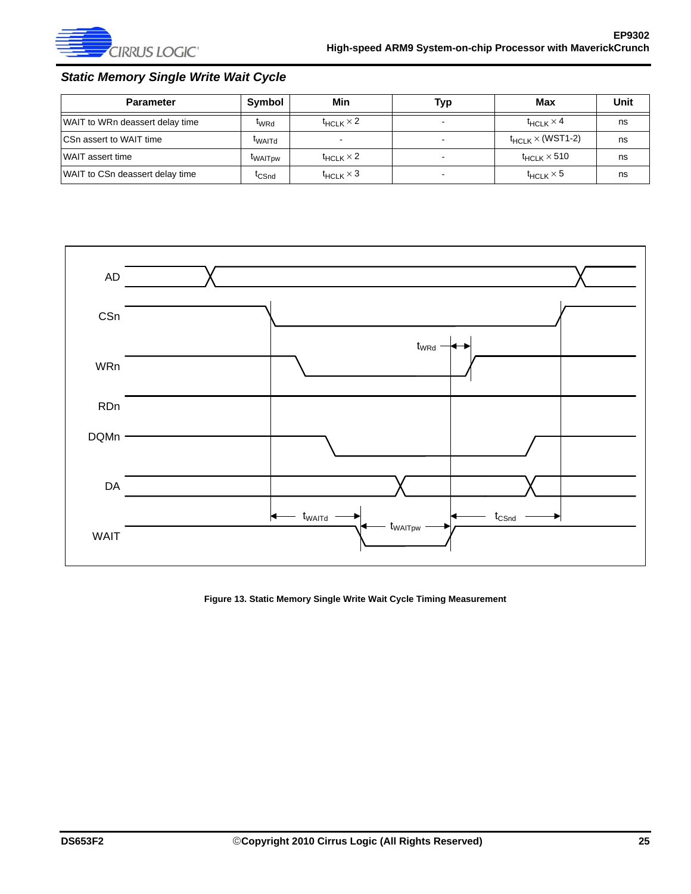### *Static Memory Single Write Wait Cycle*

| Parameter | Symbol | Min | Typ | Max | Unit |
|---|---|---|---|---|---|
| WAIT to WRn deassert delay time | $t_{WRd}$ | $t_{HCLK} \times 2$ | - | $t_{HCLK} \times 4$ | ns |
| CSn assert to WAIT time | $t_{WAITd}$ | - | - | $t_{HCLK} \times$ (WST1-2) | ns |
| WAIT assert time | $t_{WAITpw}$ | $t_{HCLK} \times 2$ | - | $t_{HCLK} \times 510$ | ns |
| WAIT to CSn deassert delay time | $t_{CSnd}$ | $t_{HCLK} \times 3$ | - | $t_{HCLK} \times 5$ | ns |

**Figure 13. Static Memory Single Write Wait Cycle Timing Measurement**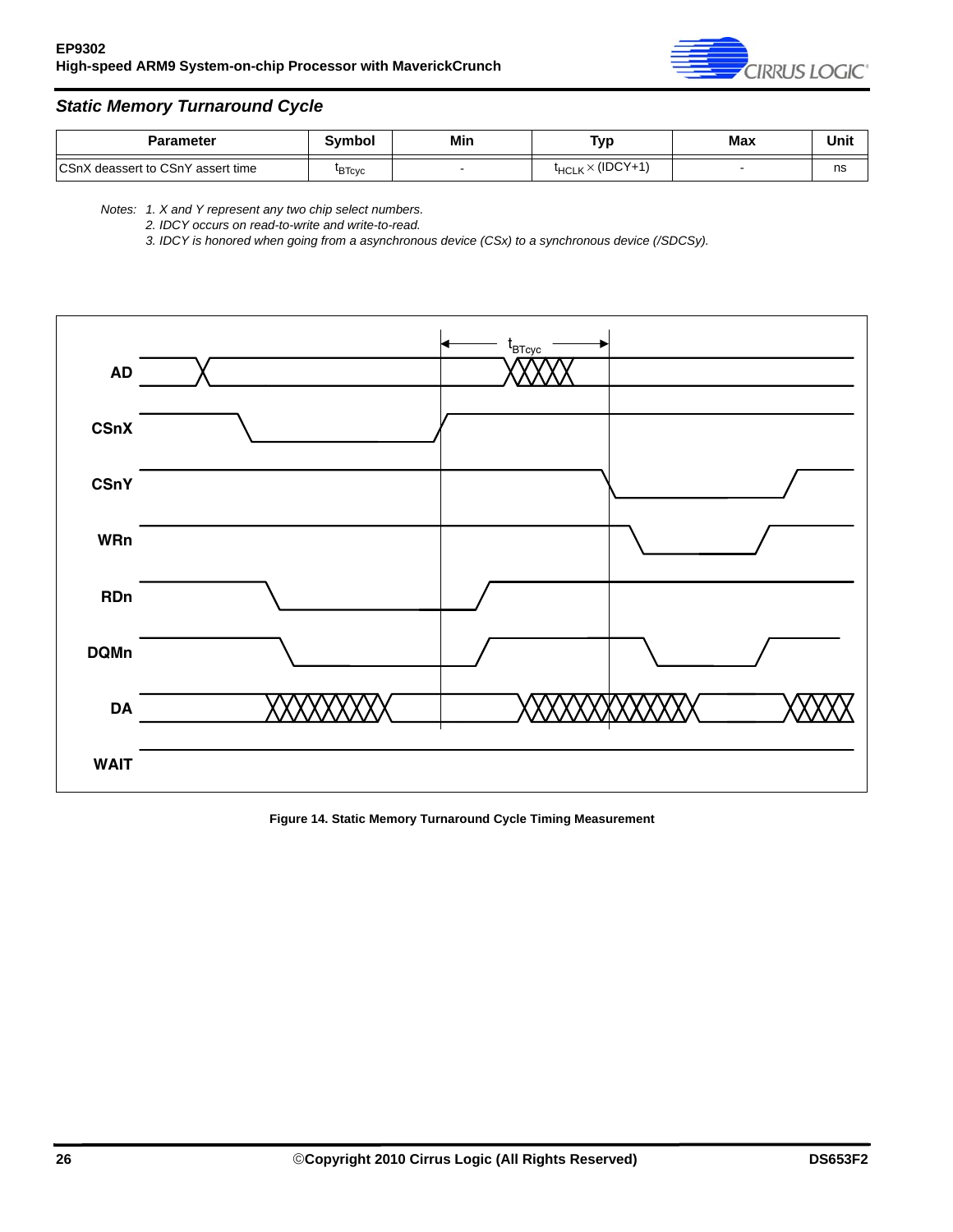### Static Memory Turnaround Cycle

| Parameter | Symbol | Min | Typ | Max | Unit |
|---|---|---|---|---|---|
| CSnX deassert to CSnY assert time | $t_{BTcyc}$ | - | $t_{HCLK} \times$ (IDCY+1) | - | ns |

*Notes: 1. X and Y represent any two chip select numbers.*

*2. IDCY occurs on read-to-write and write-to-read.*

*3. IDCY is honored when going from a asynchronous device (CSx) to a synchronous device (/SDCSy).*

**Figure 14. Static Memory Turnaround Cycle Timing Measurement**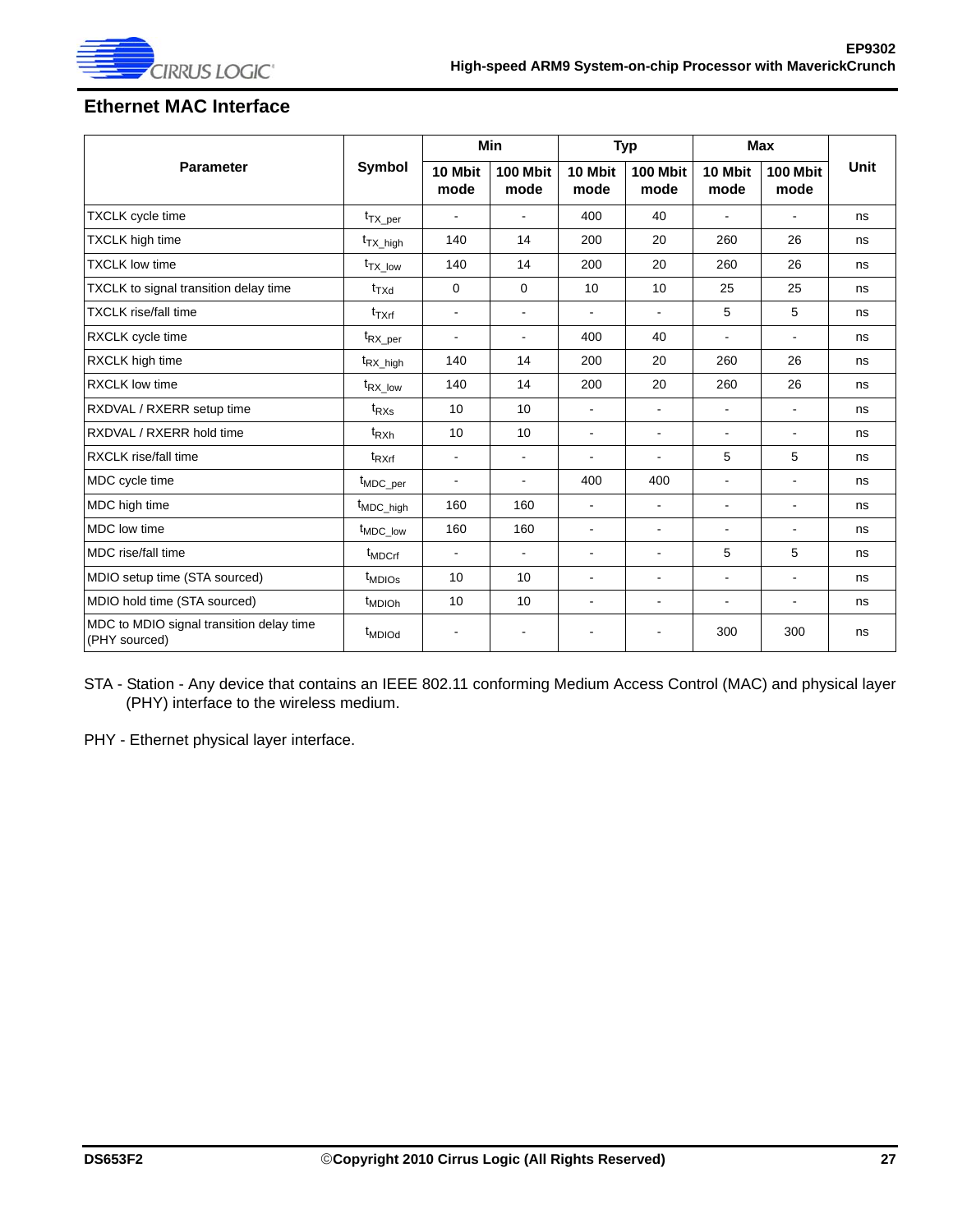## Ethernet MAC Interface

| Parameter | Symbol | Min | | Typ | | Max | | Unit |
|---|---|---|---|---|---|---|---|---|
| | | 10 Mbit mode | 100 Mbit mode | 10 Mbit mode | 100 Mbit mode | 10 Mbit mode | 100 Mbit mode | |
| TXCLK cycle time | $t_{TX\_per}$ | - | - | 400 | 40 | - | - | ns |
| TXCLK high time | $t_{TX\_high}$ | 140 | 14 | 200 | 20 | 260 | 26 | ns |
| TXCLK low time | $t_{TX\_low}$ | 140 | 14 | 200 | 20 | 260 | 26 | ns |
| TXCLK to signal transition delay time | $t_{TXd}$ | 0 | 0 | 10 | 10 | 25 | 25 | ns |
| TXCLK rise/fall time | $t_{TXrf}$ | - | - | - | - | 5 | 5 | ns |
| RXCLK cycle time | $t_{RX\_per}$ | - | - | 400 | 40 | - | - | ns |
| RXCLK high time | $t_{RX\_high}$ | 140 | 14 | 200 | 20 | 260 | 26 | ns |
| RXCLK low time | $t_{RX\_low}$ | 140 | 14 | 200 | 20 | 260 | 26 | ns |
| RXDVAL / RXERR setup time | $t_{RXs}$ | 10 | 10 | - | - | - | - | ns |
| RXDVAL / RXERR hold time | $t_{RXh}$ | 10 | 10 | - | - | - | - | ns |
| RXCLK rise/fall time | $t_{RXrf}$ | - | - | - | - | 5 | 5 | ns |
| MDC cycle time | $t_{MDC\_per}$ | - | - | 400 | 400 | - | - | ns |
| MDC high time | $t_{MDC\_high}$ | 160 | 160 | - | - | - | - | ns |
| MDC low time | $t_{MDC\_low}$ | 160 | 160 | - | - | - | - | ns |
| MDC rise/fall time | $t_{MDCrf}$ | - | - | - | - | 5 | 5 | ns |
| MDIO setup time (STA sourced) | $t_{MDIOs}$ | 10 | 10 | - | - | - | - | ns |
| MDIO hold time (STA sourced) | $t_{MDIOh}$ | 10 | 10 | - | - | - | - | ns |
| MDC to MDIO signal transition delay time (PHY sourced) | $t_{MDIOd}$ | - | - | - | - | 300 | 300 | ns |

STA - Station - Any device that contains an IEEE 802.11 conforming Medium Access Control (MAC) and physical layer (PHY) interface to the wireless medium.

PHY - Ethernet physical layer interface.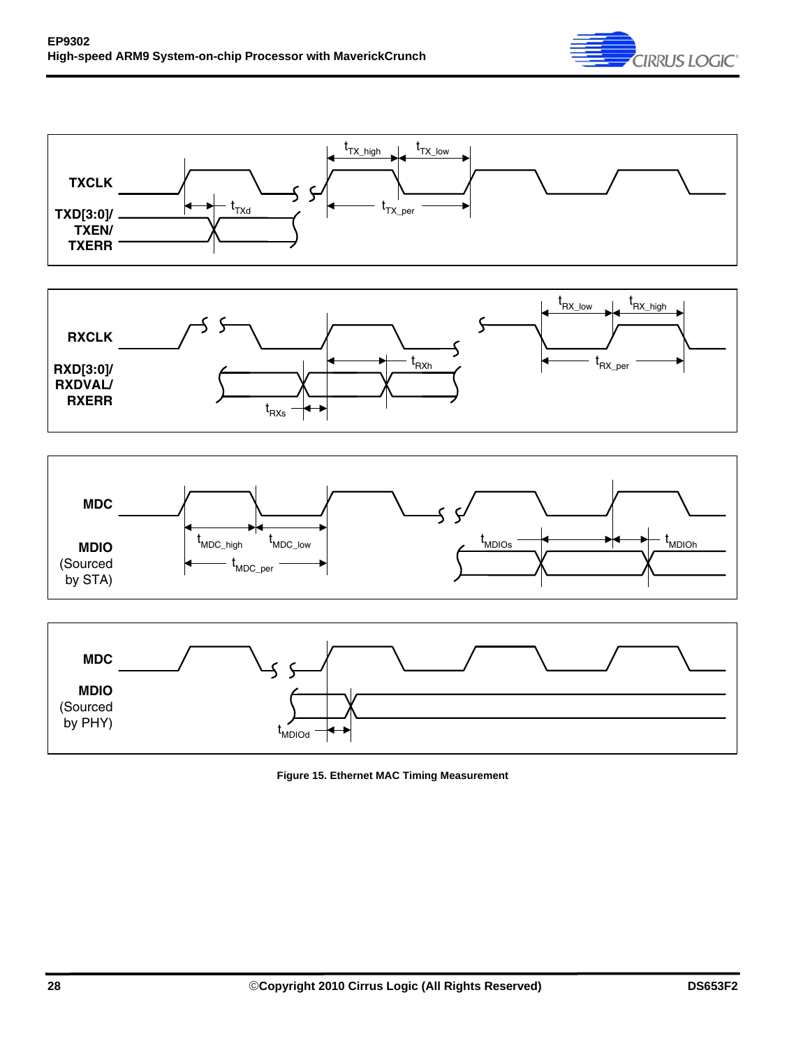TXCLK

TXD[3:0]/
TXEN/
TXERR

$t_{TX\_high}$ $t_{TX\_low}$ $t_{TXd}$ $t_{TX\_per}$

RXCLK

RXD[3:0]/
RXDVAL/
RXERR

$t_{RX\_low}$ $t_{RX\_high}$ $t_{RXh}$ $t_{RX\_per}$ $t_{RXs}$

MDC

MDIO
(Sourced
by STA)

$t_{MDC\_high}$ $t_{MDC\_low}$ $t_{MDC\_per}$ $t_{MDIOs}$ $t_{MDIOh}$

MDC

MDIO
(Sourced
by PHY)

$t_{MDIOd}$

**Figure 15. Ethernet MAC Timing Measurement**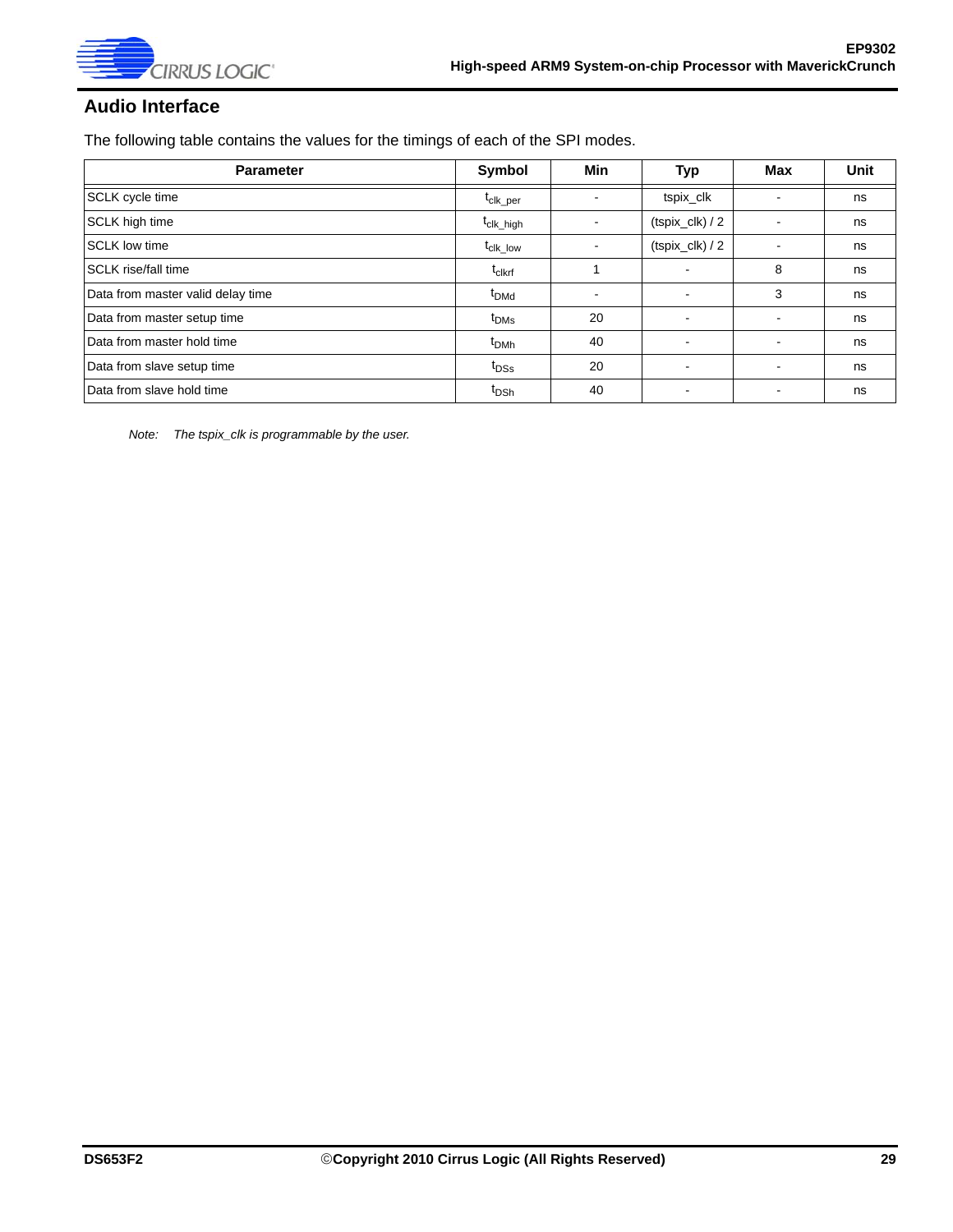## Audio Interface

The following table contains the values for the timings of each of the SPI modes.

| Parameter | Symbol | Min | Typ | Max | Unit |
|---|---|---|---|---|---|
| SCLK cycle time | $t_{clk\_per}$ | - | tspix_clk | - | ns |
| SCLK high time | $t_{clk\_high}$ | - | (tspix_clk) / 2 | - | ns |
| SCLK low time | $t_{clk\_low}$ | - | (tspix_clk) / 2 | - | ns |
| SCLK rise/fall time | $t_{clkrf}$ | 1 | - | 8 | ns |
| Data from master valid delay time | $t_{DMd}$ | - | - | 3 | ns |
| Data from master setup time | $t_{DMs}$ | 20 | - | - | ns |
| Data from master hold time | $t_{DMh}$ | 40 | - | - | ns |
| Data from slave setup time | $t_{DSs}$ | 20 | - | - | ns |
| Data from slave hold time | $t_{DSh}$ | 40 | - | - | ns |

*Note: The tspix_clk is programmable by the user.*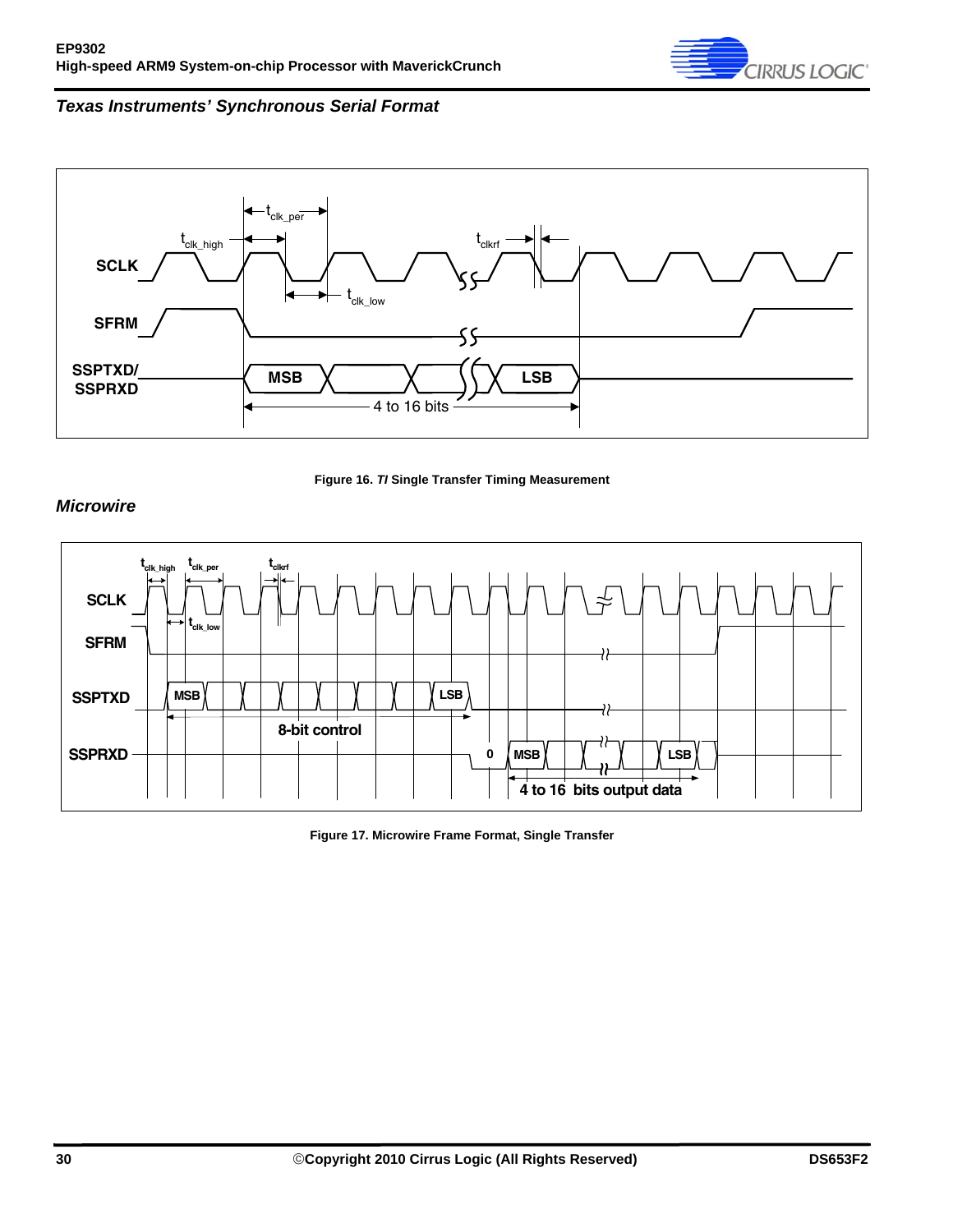## Texas Instruments' Synchronous Serial Format

**Figure 16. *TI* Single Transfer Timing Measurement**

## Microwire

**Figure 17. Microwire Frame Format, Single Transfer**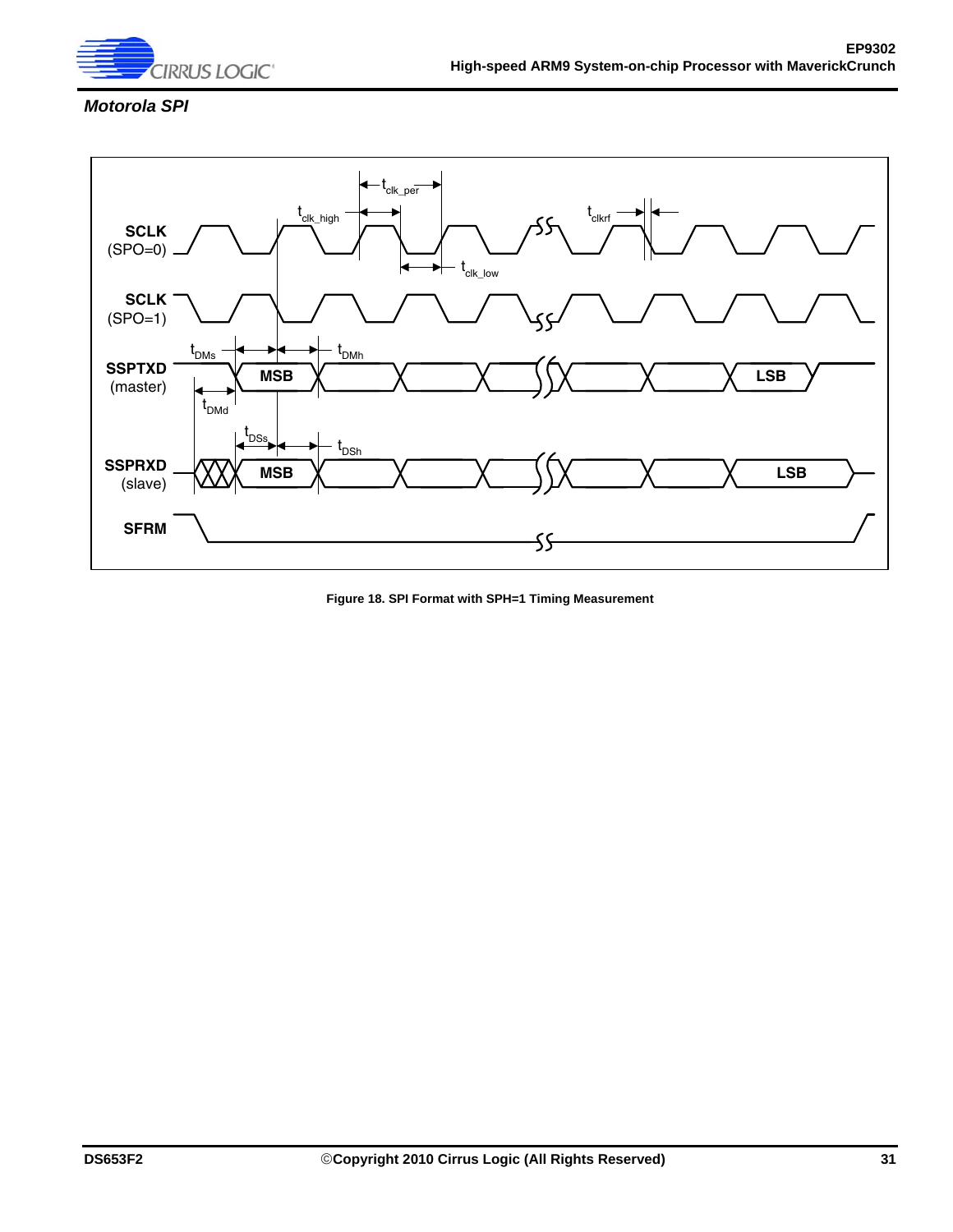*Motorola SPI*

**Figure 18. SPI Format with SPH=1 Timing Measurement**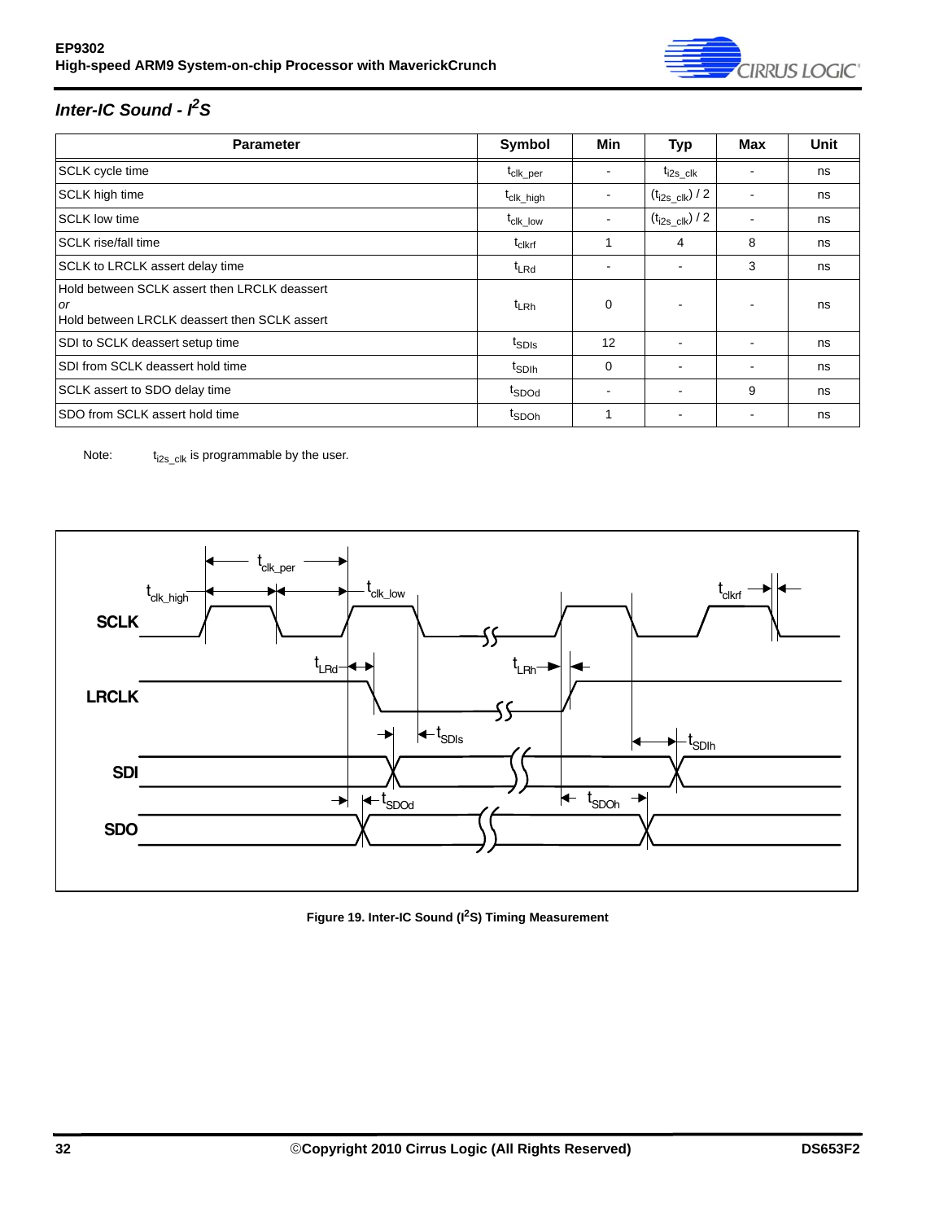### *Inter-IC Sound - I²S*

| Parameter | Symbol | Min | Typ | Max | Unit |
|---|---|---|---|---|---|
| SCLK cycle time | $t_{clk\_per}$ | - | $t_{i2s\_clk}$ | - | ns |
| SCLK high time | $t_{clk\_high}$ | - | $(t_{i2s\_clk}) / 2$ | - | ns |
| SCLK low time | $t_{clk\_low}$ | - | $(t_{i2s\_clk}) / 2$ | - | ns |
| SCLK rise/fall time | $t_{clkrf}$ | 1 | 4 | 8 | ns |
| SCLK to LRCLK assert delay time | $t_{LRd}$ | - | - | 3 | ns |
| Hold between SCLK assert then LRCLK deassert *or* Hold between LRCLK deassert then SCLK assert | $t_{LRh}$ | 0 | - | - | ns |
| SDI to SCLK deassert setup time | $t_{SDIs}$ | 12 | - | - | ns |
| SDI from SCLK deassert hold time | $t_{SDIh}$ | 0 | - | - | ns |
| SCLK assert to SDO delay time | $t_{SDOd}$ | - | - | 9 | ns |
| SDO from SCLK assert hold time | $t_{SDOh}$ | 1 | - | - | ns |

Note: $t_{i2s\_clk}$ is programmable by the user.

**Figure 19. Inter-IC Sound (I²S) Timing Measurement**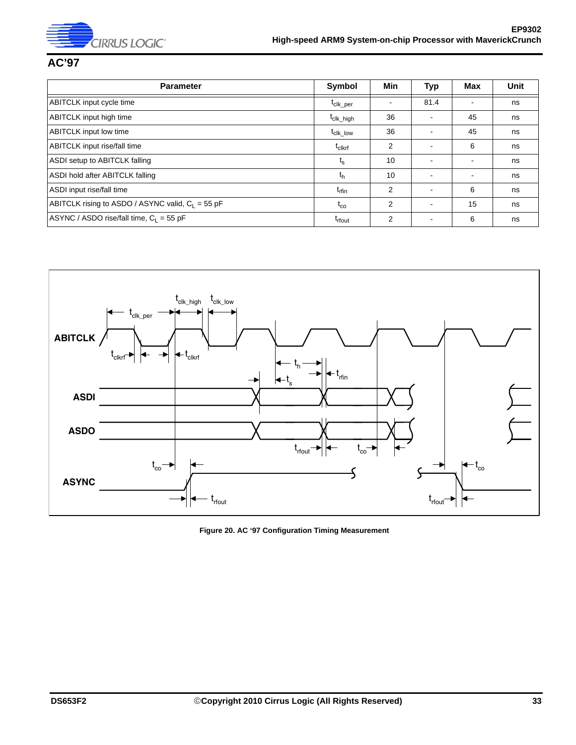## AC'97

| Parameter | Symbol | Min | Typ | Max | Unit |
|---|---|---|---|---|---|
| ABITCLK input cycle time | $t_{clk\_per}$ | - | 81.4 | - | ns |
| ABITCLK input high time | $t_{clk\_high}$ | 36 | - | 45 | ns |
| ABITCLK input low time | $t_{clk\_low}$ | 36 | - | 45 | ns |
| ABITCLK input rise/fall time | $t_{clkrf}$ | 2 | - | 6 | ns |
| ASDI setup to ABITCLK falling | $t_s$ | 10 | - | - | ns |
| ASDI hold after ABITCLK falling | $t_h$ | 10 | - | - | ns |
| ASDI input rise/fall time | $t_{rfin}$ | 2 | - | 6 | ns |
| ABITCLK rising to ASDO / ASYNC valid, $C_L$ = 55 pF | $t_{co}$ | 2 | - | 15 | ns |
| ASYNC / ASDO rise/fall time, $C_L$ = 55 pF | $t_{rfout}$ | 2 | - | 6 | ns |

**Figure 20. AC '97 Configuration Timing Measurement**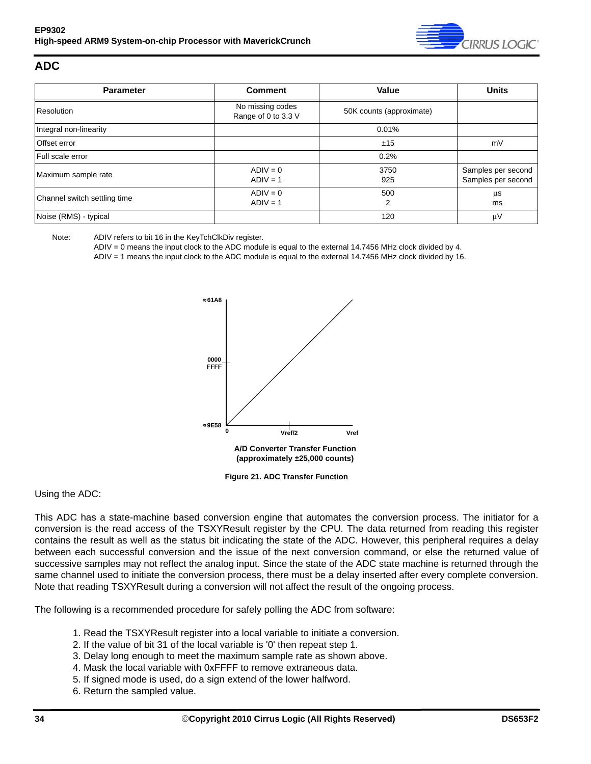## ADC

| Parameter | Comment | Value | Units |
|---|---|---|---|
| Resolution | No missing codes<br>Range of 0 to 3.3 V | 50K counts (approximate) | |
| Integral non-linearity | | 0.01% | |
| Offset error | | ±15 | mV |
| Full scale error | | 0.2% | |
| Maximum sample rate | ADIV = 0<br>ADIV = 1 | 3750<br>925 | Samples per second<br>Samples per second |
| Channel switch settling time | ADIV = 0<br>ADIV = 1 | 500<br>2 | µs<br>ms |
| Noise (RMS) - typical | | 120 | µV |

Note: ADIV refers to bit 16 in the KeyTchClkDiv register.
ADIV = 0 means the input clock to the ADC module is equal to the external 14.7456 MHz clock divided by 4.
ADIV = 1 means the input clock to the ADC module is equal to the external 14.7456 MHz clock divided by 16.

**A/D Converter Transfer Function (approximately ±25,000 counts)**

**Figure 21. ADC Transfer Function**

Using the ADC:

This ADC has a state-machine based conversion engine that automates the conversion process. The initiator for a conversion is the read access of the TSXYResult register by the CPU. The data returned from reading this register contains the result as well as the status bit indicating the state of the ADC. However, this peripheral requires a delay between each successful conversion and the issue of the next conversion command, or else the returned value of successive samples may not reflect the analog input. Since the state of the ADC state machine is returned through the same channel used to initiate the conversion process, there must be a delay inserted after every complete conversion. Note that reading TSXYResult during a conversion will not affect the result of the ongoing process.

The following is a recommended procedure for safely polling the ADC from software:

1. Read the TSXYResult register into a local variable to initiate a conversion.
2. If the value of bit 31 of the local variable is '0' then repeat step 1.
3. Delay long enough to meet the maximum sample rate as shown above.
4. Mask the local variable with 0xFFFF to remove extraneous data.
5. If signed mode is used, do a sign extend of the lower halfword.
6. Return the sampled value.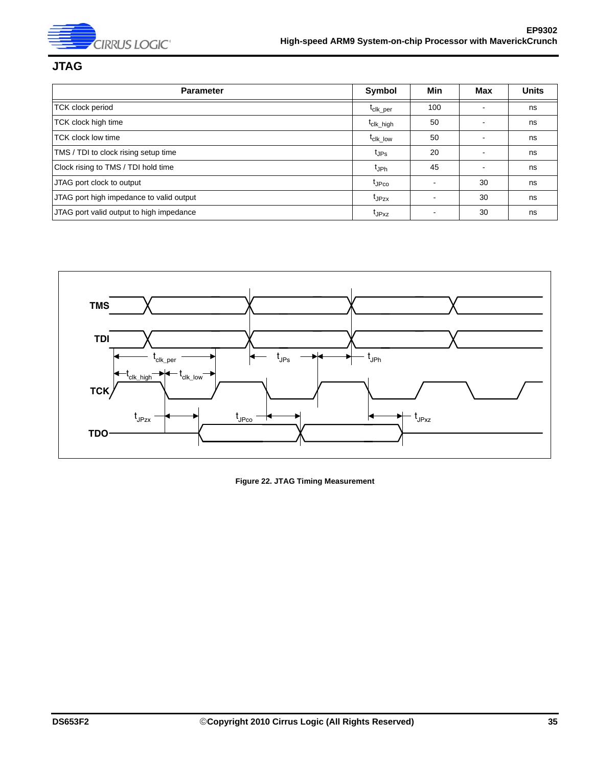## JTAG

| Parameter | Symbol | Min | Max | Units |
|---|---|---|---|---|
| TCK clock period | $t_{clk\_per}$ | 100 | - | ns |
| TCK clock high time | $t_{clk\_high}$ | 50 | - | ns |
| TCK clock low time | $t_{clk\_low}$ | 50 | - | ns |
| TMS / TDI to clock rising setup time | $t_{JPs}$ | 20 | - | ns |
| Clock rising to TMS / TDI hold time | $t_{JPh}$ | 45 | - | ns |
| JTAG port clock to output | $t_{JPco}$ | - | 30 | ns |
| JTAG port high impedance to valid output | $t_{JPzx}$ | - | 30 | ns |
| JTAG port valid output to high impedance | $t_{JPxz}$ | - | 30 | ns |

**Figure 22. JTAG Timing Measurement**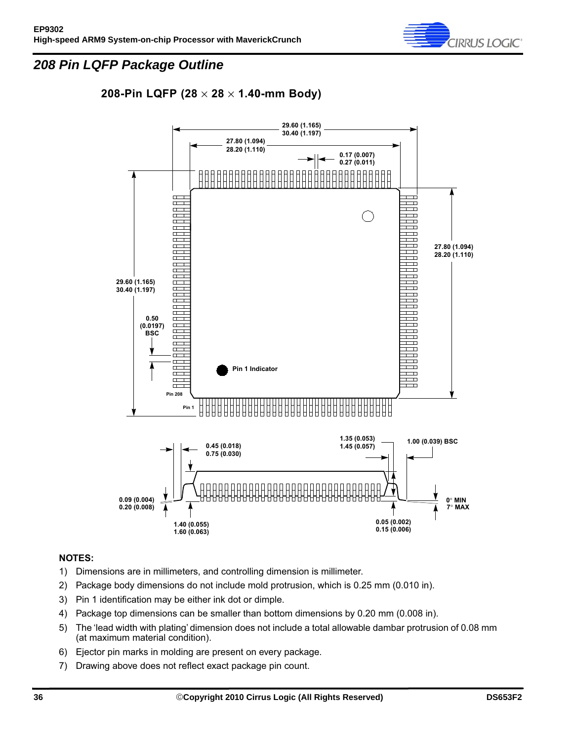## 208 Pin LQFP Package Outline

### 208-Pin LQFP (28 × 28 × 1.40-mm Body)

29.60 (1.165)
30.40 (1.197)

27.80 (1.094)
28.20 (1.110)

0.17 (0.007)
0.27 (0.011)

27.80 (1.094)
28.20 (1.110)

29.60 (1.165)
30.40 (1.197)

0.50
(0.0197)
BSC

Pin 1 Indicator

Pin 208

Pin 1

0.45 (0.018)
0.75 (0.030)

1.35 (0.053)
1.45 (0.057)

1.00 (0.039) BSC

0.09 (0.004)
0.20 (0.008)

0° MIN
7° MAX

1.40 (0.055)
1.60 (0.063)

0.05 (0.002)
0.15 (0.006)

**NOTES:**

1) Dimensions are in millimeters, and controlling dimension is millimeter.
2) Package body dimensions do not include mold protrusion, which is 0.25 mm (0.010 in).
3) Pin 1 identification may be either ink dot or dimple.
4) Package top dimensions can be smaller than bottom dimensions by 0.20 mm (0.008 in).
5) The 'lead width with plating' dimension does not include a total allowable dambar protrusion of 0.08 mm (at maximum material condition).
6) Ejector pin marks in molding are present on every package.
7) Drawing above does not reflect exact package pin count.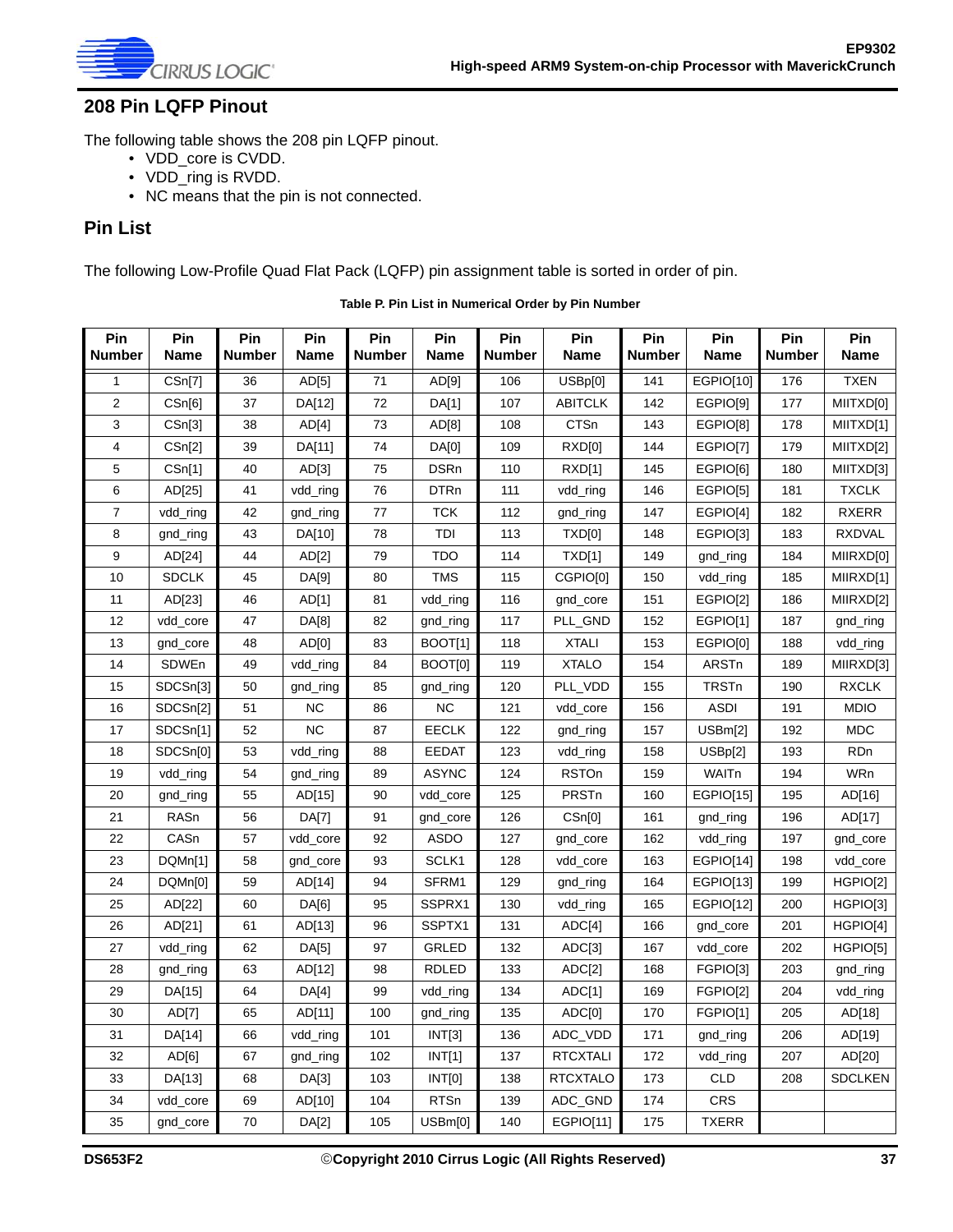## 208 Pin LQFP Pinout

The following table shows the 208 pin LQFP pinout.

- VDD_core is CVDD.
- VDD_ring is RVDD.
- NC means that the pin is not connected.

## Pin List

The following Low-Profile Quad Flat Pack (LQFP) pin assignment table is sorted in order of pin.

**Table P. Pin List in Numerical Order by Pin Number**

| Pin Number | Pin Name | Pin Number | Pin Name | Pin Number | Pin Name | Pin Number | Pin Name | Pin Number | Pin Name | Pin Number | Pin Name |
|---|---|---|---|---|---|---|---|---|---|---|---|
| 1 | CSn[7] | 36 | AD[5] | 71 | AD[9] | 106 | USBp[0] | 141 | EGPIO[10] | 176 | TXEN |
| 2 | CSn[6] | 37 | DA[12] | 72 | DA[1] | 107 | ABITCLK | 142 | EGPIO[9] | 177 | MIITXD[0] |
| 3 | CSn[3] | 38 | AD[4] | 73 | AD[8] | 108 | CTSn | 143 | EGPIO[8] | 178 | MIITXD[1] |
| 4 | CSn[2] | 39 | DA[11] | 74 | DA[0] | 109 | RXD[0] | 144 | EGPIO[7] | 179 | MIITXD[2] |
| 5 | CSn[1] | 40 | AD[3] | 75 | DSRn | 110 | RXD[1] | 145 | EGPIO[6] | 180 | MIITXD[3] |
| 6 | AD[25] | 41 | vdd_ring | 76 | DTRn | 111 | vdd_ring | 146 | EGPIO[5] | 181 | TXCLK |
| 7 | vdd_ring | 42 | gnd_ring | 77 | TCK | 112 | gnd_ring | 147 | EGPIO[4] | 182 | RXERR |
| 8 | gnd_ring | 43 | DA[10] | 78 | TDI | 113 | TXD[0] | 148 | EGPIO[3] | 183 | RXDVAL |
| 9 | AD[24] | 44 | AD[2] | 79 | TDO | 114 | TXD[1] | 149 | gnd_ring | 184 | MIIRXD[0] |
| 10 | SDCLK | 45 | DA[9] | 80 | TMS | 115 | CGPIO[0] | 150 | vdd_ring | 185 | MIIRXD[1] |
| 11 | AD[23] | 46 | AD[1] | 81 | vdd_ring | 116 | gnd_core | 151 | EGPIO[2] | 186 | MIIRXD[2] |
| 12 | vdd_core | 47 | DA[8] | 82 | gnd_ring | 117 | PLL_GND | 152 | EGPIO[1] | 187 | gnd_ring |
| 13 | gnd_core | 48 | AD[0] | 83 | BOOT[1] | 118 | XTALI | 153 | EGPIO[0] | 188 | vdd_ring |
| 14 | SDWEn | 49 | vdd_ring | 84 | BOOT[0] | 119 | XTALO | 154 | ARSTn | 189 | MIIRXD[3] |
| 15 | SDCSn[3] | 50 | gnd_ring | 85 | gnd_ring | 120 | PLL_VDD | 155 | TRSTn | 190 | RXCLK |
| 16 | SDCSn[2] | 51 | NC | 86 | NC | 121 | vdd_core | 156 | ASDI | 191 | MDIO |
| 17 | SDCSn[1] | 52 | NC | 87 | EECLK | 122 | gnd_ring | 157 | USBm[2] | 192 | MDC |
| 18 | SDCSn[0] | 53 | vdd_ring | 88 | EEDAT | 123 | vdd_ring | 158 | USBp[2] | 193 | RDn |
| 19 | vdd_ring | 54 | gnd_ring | 89 | ASYNC | 124 | RSTOn | 159 | WAITn | 194 | WRn |
| 20 | gnd_ring | 55 | AD[15] | 90 | vdd_core | 125 | PRSTn | 160 | EGPIO[15] | 195 | AD[16] |
| 21 | RASn | 56 | DA[7] | 91 | gnd_core | 126 | CSn[0] | 161 | gnd_ring | 196 | AD[17] |
| 22 | CASn | 57 | vdd_core | 92 | ASDO | 127 | gnd_core | 162 | vdd_ring | 197 | gnd_core |
| 23 | DQMn[1] | 58 | gnd_core | 93 | SCLK1 | 128 | vdd_core | 163 | EGPIO[14] | 198 | vdd_core |
| 24 | DQMn[0] | 59 | AD[14] | 94 | SFRM1 | 129 | gnd_ring | 164 | EGPIO[13] | 199 | HGPIO[2] |
| 25 | AD[22] | 60 | DA[6] | 95 | SSPRX1 | 130 | vdd_ring | 165 | EGPIO[12] | 200 | HGPIO[3] |
| 26 | AD[21] | 61 | AD[13] | 96 | SSPTX1 | 131 | ADC[4] | 166 | gnd_core | 201 | HGPIO[4] |
| 27 | vdd_ring | 62 | DA[5] | 97 | GRLED | 132 | ADC[3] | 167 | vdd_core | 202 | HGPIO[5] |
| 28 | gnd_ring | 63 | AD[12] | 98 | RDLED | 133 | ADC[2] | 168 | FGPIO[3] | 203 | gnd_ring |
| 29 | DA[15] | 64 | DA[4] | 99 | vdd_ring | 134 | ADC[1] | 169 | FGPIO[2] | 204 | vdd_ring |
| 30 | AD[7] | 65 | AD[11] | 100 | gnd_ring | 135 | ADC[0] | 170 | FGPIO[1] | 205 | AD[18] |
| 31 | DA[14] | 66 | vdd_ring | 101 | INT[3] | 136 | ADC_VDD | 171 | gnd_ring | 206 | AD[19] |
| 32 | AD[6] | 67 | gnd_ring | 102 | INT[1] | 137 | RTCXTALI | 172 | vdd_ring | 207 | AD[20] |
| 33 | DA[13] | 68 | DA[3] | 103 | INT[0] | 138 | RTCXTALO | 173 | CLD | 208 | SDCLKEN |
| 34 | vdd_core | 69 | AD[10] | 104 | RTSn | 139 | ADC_GND | 174 | CRS | | |
| 35 | gnd_core | 70 | DA[2] | 105 | USBm[0] | 140 | EGPIO[11] | 175 | TXERR | | |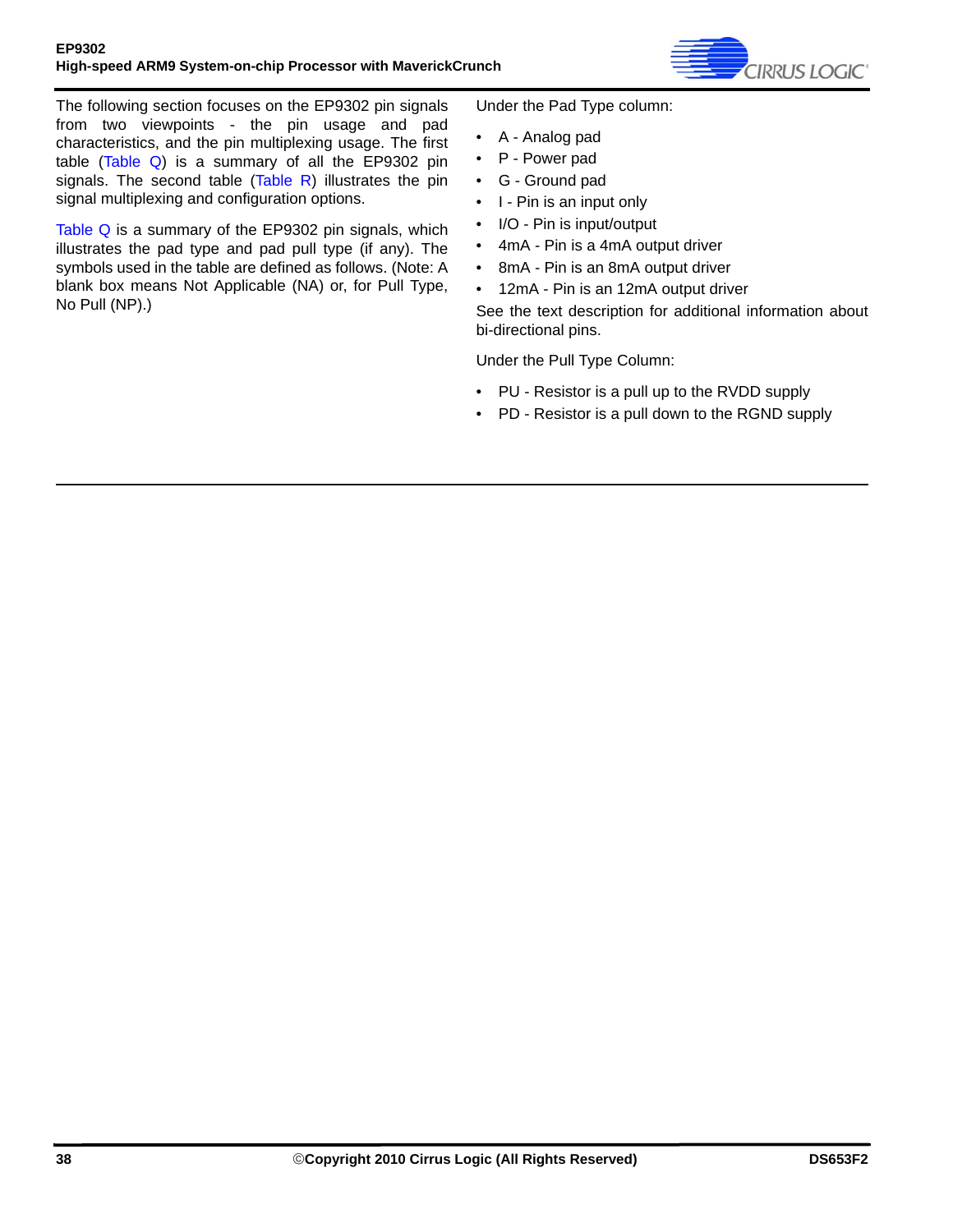The following section focuses on the EP9302 pin signals from two viewpoints - the pin usage and pad characteristics, and the pin multiplexing usage. The first table (Table Q) is a summary of all the EP9302 pin signals. The second table (Table R) illustrates the pin signal multiplexing and configuration options.

Table Q is a summary of the EP9302 pin signals, which illustrates the pad type and pad pull type (if any). The symbols used in the table are defined as follows. (Note: A blank box means Not Applicable (NA) or, for Pull Type, No Pull (NP).)

Under the Pad Type column:

- A - Analog pad
- P - Power pad
- G - Ground pad
- I - Pin is an input only
- I/O - Pin is input/output
- 4mA - Pin is a 4mA output driver
- 8mA - Pin is an 8mA output driver
- 12mA - Pin is an 12mA output driver

See the text description for additional information about bi-directional pins.

Under the Pull Type Column:

- PU - Resistor is a pull up to the RVDD supply
- PD - Resistor is a pull down to the RGND supply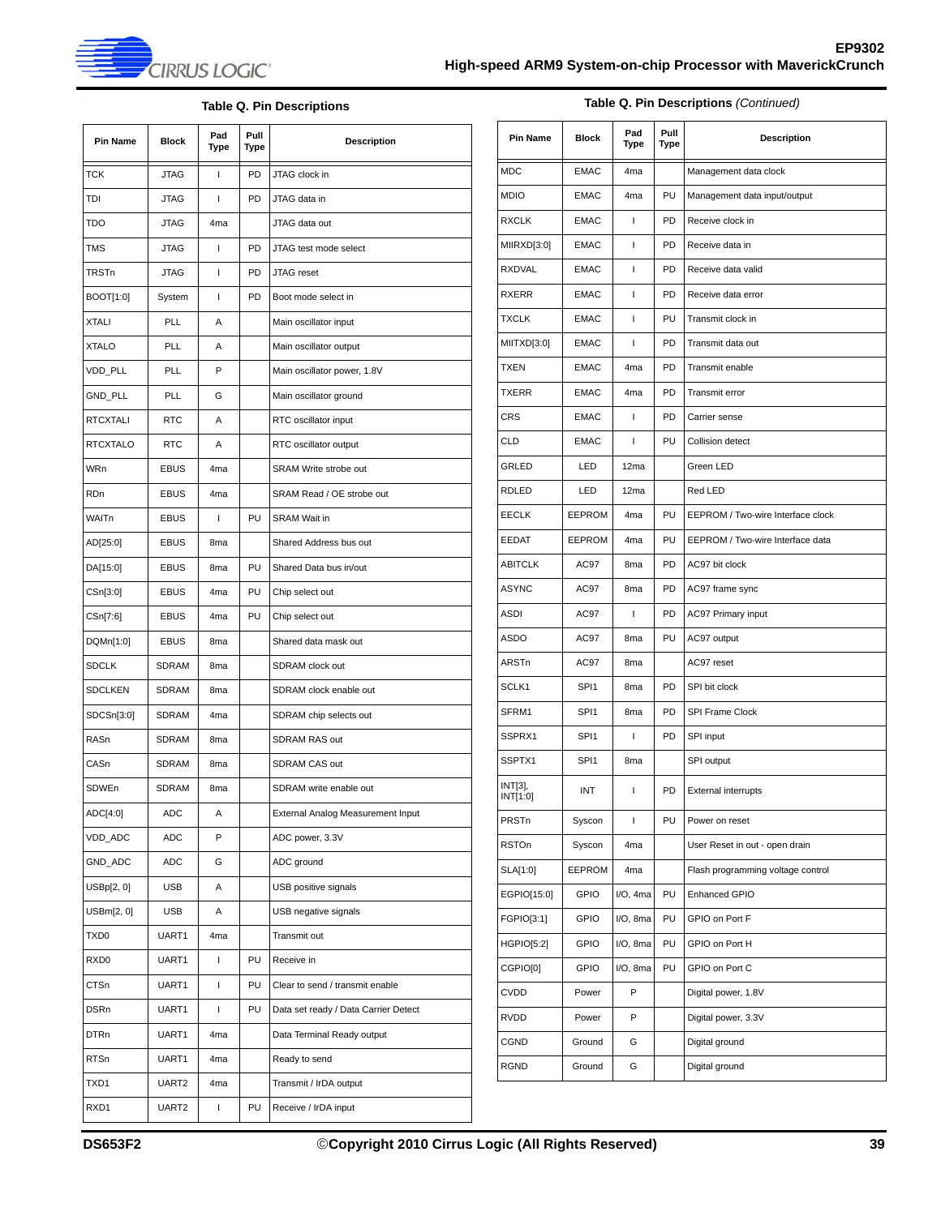## Table Q. Pin Descriptions

| Pin Name | Block | Pad Type | Pull Type | Description |
|---|---|---|---|---|
| TCK | JTAG | I | PD | JTAG clock in |
| TDI | JTAG | I | PD | JTAG data in |
| TDO | JTAG | 4ma | | JTAG data out |
| TMS | JTAG | I | PD | JTAG test mode select |
| TRSTn | JTAG | I | PD | JTAG reset |
| BOOT[1:0] | System | I | PD | Boot mode select in |
| XTALI | PLL | A | | Main oscillator input |
| XTALO | PLL | A | | Main oscillator output |
| VDD_PLL | PLL | P | | Main oscillator power, 1.8V |
| GND_PLL | PLL | G | | Main oscillator ground |
| RTCXTALI | RTC | A | | RTC oscillator input |
| RTCXTALO | RTC | A | | RTC oscillator output |
| WRn | EBUS | 4ma | | SRAM Write strobe out |
| RDn | EBUS | 4ma | | SRAM Read / OE strobe out |
| WAITn | EBUS | I | PU | SRAM Wait in |
| AD[25:0] | EBUS | 8ma | | Shared Address bus out |
| DA[15:0] | EBUS | 8ma | PU | Shared Data bus in/out |
| CSn[3:0] | EBUS | 4ma | PU | Chip select out |
| CSn[7:6] | EBUS | 4ma | PU | Chip select out |
| DQMn[1:0] | EBUS | 8ma | | Shared data mask out |
| SDCLK | SDRAM | 8ma | | SDRAM clock out |
| SDCLKEN | SDRAM | 8ma | | SDRAM clock enable out |
| SDCSn[3:0] | SDRAM | 4ma | | SDRAM chip selects out |
| RASn | SDRAM | 8ma | | SDRAM RAS out |
| CASn | SDRAM | 8ma | | SDRAM CAS out |
| SDWEn | SDRAM | 8ma | | SDRAM write enable out |
| ADC[4:0] | ADC | A | | External Analog Measurement Input |
| VDD_ADC | ADC | P | | ADC power, 3.3V |
| GND_ADC | ADC | G | | ADC ground |
| USBp[2, 0] | USB | A | | USB positive signals |
| USBm[2, 0] | USB | A | | USB negative signals |
| TXD0 | UART1 | 4ma | | Transmit out |
| RXD0 | UART1 | I | PU | Receive in |
| CTSn | UART1 | I | PU | Clear to send / transmit enable |
| DSRn | UART1 | I | PU | Data set ready / Data Carrier Detect |
| DTRn | UART1 | 4ma | | Data Terminal Ready output |
| RTSn | UART1 | 4ma | | Ready to send |
| TXD1 | UART2 | 4ma | | Transmit / IrDA output |
| RXD1 | UART2 | I | PU | Receive / IrDA input |

## Table Q. Pin Descriptions *(Continued)*

| Pin Name | Block | Pad Type | Pull Type | Description |
|---|---|---|---|---|
| MDC | EMAC | 4ma | | Management data clock |
| MDIO | EMAC | 4ma | PU | Management data input/output |
| RXCLK | EMAC | I | PD | Receive clock in |
| MIIRXD[3:0] | EMAC | I | PD | Receive data in |
| RXDVAL | EMAC | I | PD | Receive data valid |
| RXERR | EMAC | I | PD | Receive data error |
| TXCLK | EMAC | I | PU | Transmit clock in |
| MIITXD[3:0] | EMAC | I | PD | Transmit data out |
| TXEN | EMAC | 4ma | PD | Transmit enable |
| TXERR | EMAC | 4ma | PD | Transmit error |
| CRS | EMAC | I | PD | Carrier sense |
| CLD | EMAC | I | PU | Collision detect |
| GRLED | LED | 12ma | | Green LED |
| RDLED | LED | 12ma | | Red LED |
| EECLK | EEPROM | 4ma | PU | EEPROM / Two-wire Interface clock |
| EEDAT | EEPROM | 4ma | PU | EEPROM / Two-wire Interface data |
| ABITCLK | AC97 | 8ma | PD | AC97 bit clock |
| ASYNC | AC97 | 8ma | PD | AC97 frame sync |
| ASDI | AC97 | I | PD | AC97 Primary input |
| ASDO | AC97 | 8ma | PU | AC97 output |
| ARSTn | AC97 | 8ma | | AC97 reset |
| SCLK1 | SPI1 | 8ma | PD | SPI bit clock |
| SFRM1 | SPI1 | 8ma | PD | SPI Frame Clock |
| SSPRX1 | SPI1 | I | PD | SPI input |
| SSPTX1 | SPI1 | 8ma | | SPI output |
| INT[3], INT[1:0] | INT | I | PD | External interrupts |
| PRSTn | Syscon | I | PU | Power on reset |
| RSTOn | Syscon | 4ma | | User Reset in out - open drain |
| SLA[1:0] | EEPROM | 4ma | | Flash programming voltage control |
| EGPIO[15:0] | GPIO | I/O, 4ma | PU | Enhanced GPIO |
| FGPIO[3:1] | GPIO | I/O, 8ma | PU | GPIO on Port F |
| HGPIO[5:2] | GPIO | I/O, 8ma | PU | GPIO on Port H |
| CGPIO[0] | GPIO | I/O, 8ma | PU | GPIO on Port C |
| CVDD | Power | P | | Digital power, 1.8V |
| RVDD | Power | P | | Digital power, 3.3V |
| CGND | Ground | G | | Digital ground |
| RGND | Ground | G | | Digital ground |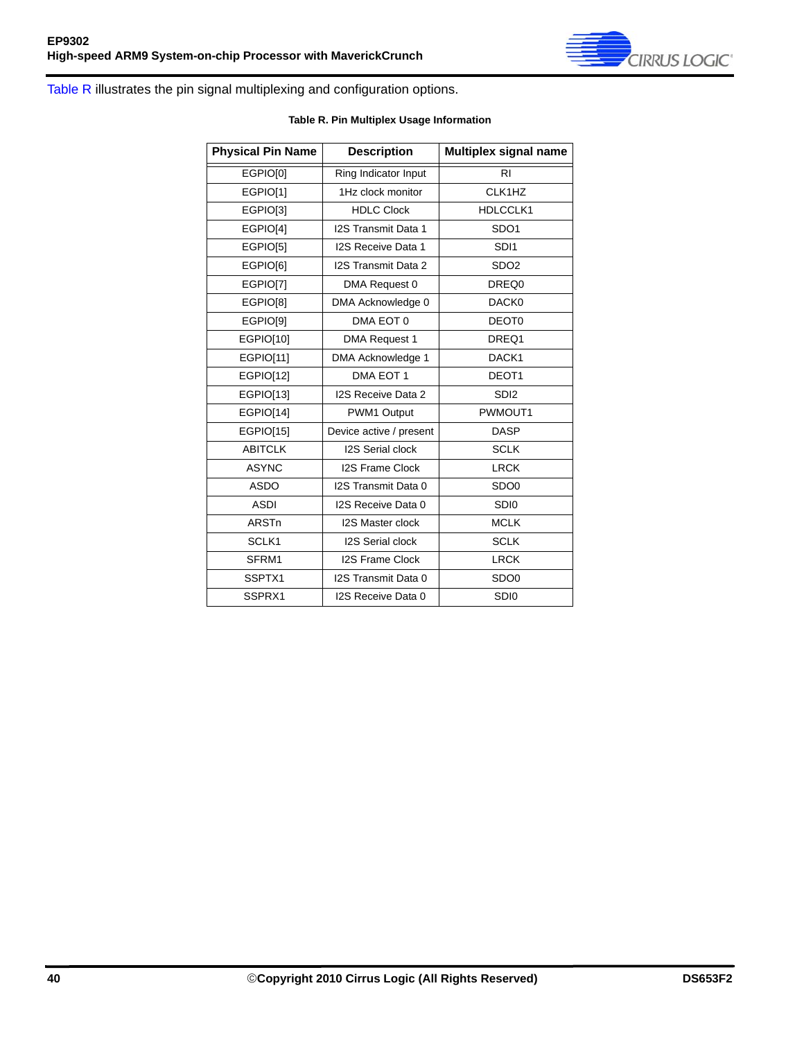Table R illustrates the pin signal multiplexing and configuration options.

**Table R. Pin Multiplex Usage Information**

| Physical Pin Name | Description | Multiplex signal name |
|---|---|---|
| EGPIO[0] | Ring Indicator Input | RI |
| EGPIO[1] | 1Hz clock monitor | CLK1HZ |
| EGPIO[3] | HDLC Clock | HDLCCLK1 |
| EGPIO[4] | I2S Transmit Data 1 | SDO1 |
| EGPIO[5] | I2S Receive Data 1 | SDI1 |
| EGPIO[6] | I2S Transmit Data 2 | SDO2 |
| EGPIO[7] | DMA Request 0 | DREQ0 |
| EGPIO[8] | DMA Acknowledge 0 | DACK0 |
| EGPIO[9] | DMA EOT 0 | DEOT0 |
| EGPIO[10] | DMA Request 1 | DREQ1 |
| EGPIO[11] | DMA Acknowledge 1 | DACK1 |
| EGPIO[12] | DMA EOT 1 | DEOT1 |
| EGPIO[13] | I2S Receive Data 2 | SDI2 |
| EGPIO[14] | PWM1 Output | PWMOUT1 |
| EGPIO[15] | Device active / present | DASP |
| ABITCLK | I2S Serial clock | SCLK |
| ASYNC | I2S Frame Clock | LRCK |
| ASDO | I2S Transmit Data 0 | SDO0 |
| ASDI | I2S Receive Data 0 | SDI0 |
| ARSTn | I2S Master clock | MCLK |
| SCLK1 | I2S Serial clock | SCLK |
| SFRM1 | I2S Frame Clock | LRCK |
| SSPTX1 | I2S Transmit Data 0 | SDO0 |
| SSPRX1 | I2S Receive Data 0 | SDI0 |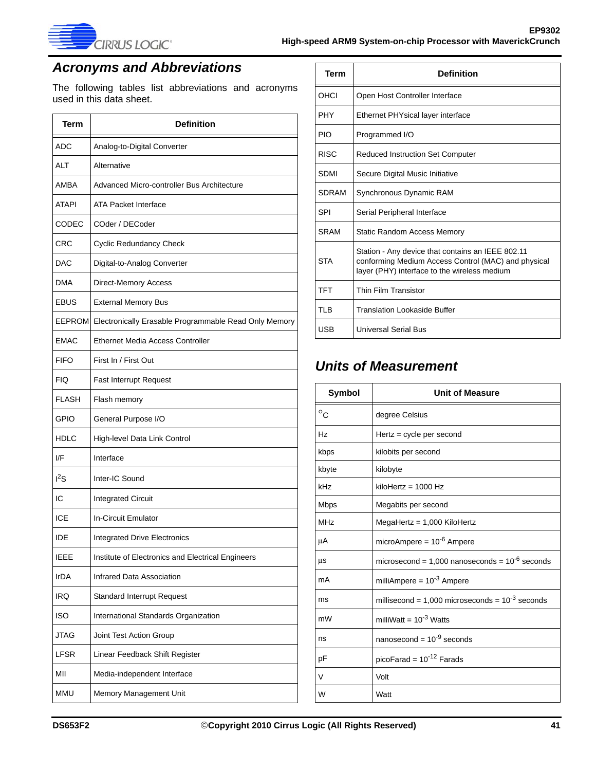## Acronyms and Abbreviations

The following tables list abbreviations and acronyms used in this data sheet.

| Term | Definition |
|---|---|
| ADC | Analog-to-Digital Converter |
| ALT | Alternative |
| AMBA | Advanced Micro-controller Bus Architecture |
| ATAPI | ATA Packet Interface |
| CODEC | COder / DECoder |
| CRC | Cyclic Redundancy Check |
| DAC | Digital-to-Analog Converter |
| DMA | Direct-Memory Access |
| EBUS | External Memory Bus |
| EEPROM | Electronically Erasable Programmable Read Only Memory |
| EMAC | Ethernet Media Access Controller |
| FIFO | First In / First Out |
| FIQ | Fast Interrupt Request |
| FLASH | Flash memory |
| GPIO | General Purpose I/O |
| HDLC | High-level Data Link Control |
| I/F | Interface |
| $I^2S$ | Inter-IC Sound |
| IC | Integrated Circuit |
| ICE | In-Circuit Emulator |
| IDE | Integrated Drive Electronics |
| IEEE | Institute of Electronics and Electrical Engineers |
| IrDA | Infrared Data Association |
| IRQ | Standard Interrupt Request |
| ISO | International Standards Organization |
| JTAG | Joint Test Action Group |
| LFSR | Linear Feedback Shift Register |
| MII | Media-independent Interface |
| MMU | Memory Management Unit |
| OHCI | Open Host Controller Interface |
| PHY | Ethernet PHYsical layer interface |
| PIO | Programmed I/O |
| RISC | Reduced Instruction Set Computer |
| SDMI | Secure Digital Music Initiative |
| SDRAM | Synchronous Dynamic RAM |
| SPI | Serial Peripheral Interface |
| SRAM | Static Random Access Memory |
| STA | Station - Any device that contains an IEEE 802.11 conforming Medium Access Control (MAC) and physical layer (PHY) interface to the wireless medium |
| TFT | Thin Film Transistor |
| TLB | Translation Lookaside Buffer |
| USB | Universal Serial Bus |

## Units of Measurement

| Symbol | Unit of Measure |
|---|---|
| °C | degree Celsius |
| Hz | Hertz = cycle per second |
| kbps | kilobits per second |
| kbyte | kilobyte |
| kHz | kiloHertz = 1000 Hz |
| Mbps | Megabits per second |
| MHz | MegaHertz = 1,000 KiloHertz |
| µA | microAmpere = $10^{-6}$ Ampere |
| µs | microsecond = 1,000 nanoseconds = $10^{-6}$ seconds |
| mA | milliAmpere = $10^{-3}$ Ampere |
| ms | millisecond = 1,000 microseconds = $10^{-3}$ seconds |
| mW | milliWatt = $10^{-3}$ Watts |
| ns | nanosecond = $10^{-9}$ seconds |
| pF | picoFarad = $10^{-12}$ Farads |
| V | Volt |
| W | Watt |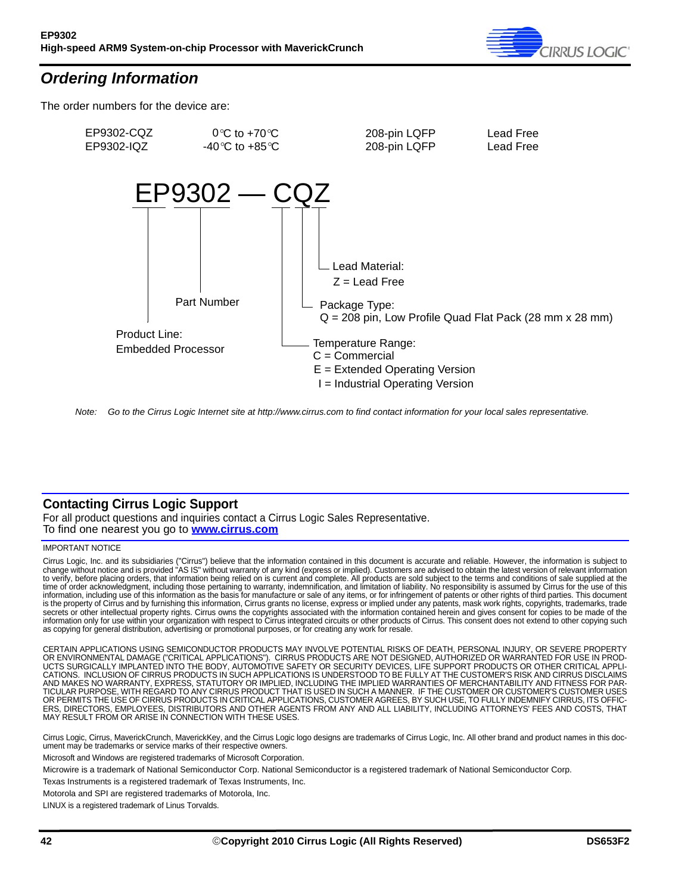## Ordering Information

The order numbers for the device are:

| | | | |
|---|---|---|---|
| EP9302-CQZ | 0°C to +70°C | 208-pin LQFP | Lead Free |
| EP9302-IQZ | -40°C to +85°C | 208-pin LQFP | Lead Free |

EP9302 — CQZ

Lead Material:
Z = Lead Free

Part Number

Package Type:
Q = 208 pin, Low Profile Quad Flat Pack (28 mm x 28 mm)

Product Line:
Embedded Processor

Temperature Range:
C = Commercial
E = Extended Operating Version
I = Industrial Operating Version

*Note: Go to the Cirrus Logic Internet site at http://www.cirrus.com to find contact information for your local sales representative.*

### Contacting Cirrus Logic Support

For all product questions and inquiries contact a Cirrus Logic Sales Representative.
To find one nearest you go to **www.cirrus.com**

IMPORTANT NOTICE

Cirrus Logic, Inc. and its subsidiaries ("Cirrus") believe that the information contained in this document is accurate and reliable. However, the information is subject to change without notice and is provided "AS IS" without warranty of any kind (express or implied). Customers are advised to obtain the latest version of relevant information to verify, before placing orders, that information being relied on is current and complete. All products are sold subject to the terms and conditions of sale supplied at the time of order acknowledgment, including those pertaining to warranty, indemnification, and limitation of liability. No responsibility is assumed by Cirrus for the use of this information, including use of this information as the basis for manufacture or sale of any items, or for infringement of patents or other rights of third parties. This document is the property of Cirrus and by furnishing this information, Cirrus grants no license, express or implied under any patents, mask work rights, copyrights, trademarks, trade secrets or other intellectual property rights. Cirrus owns the copyrights associated with the information contained herein and gives consent for copies to be made of the information only for use within your organization with respect to Cirrus integrated circuits or other products of Cirrus. This consent does not extend to other copying such as copying for general distribution, advertising or promotional purposes, or for creating any work for resale.

CERTAIN APPLICATIONS USING SEMICONDUCTOR PRODUCTS MAY INVOLVE POTENTIAL RISKS OF DEATH, PERSONAL INJURY, OR SEVERE PROPERTY OR ENVIRONMENTAL DAMAGE ("CRITICAL APPLICATIONS"). CIRRUS PRODUCTS ARE NOT DESIGNED, AUTHORIZED OR WARRANTED FOR USE IN PRODUCTS SURGICALLY IMPLANTED INTO THE BODY, AUTOMOTIVE SAFETY OR SECURITY DEVICES, LIFE SUPPORT PRODUCTS OR OTHER CRITICAL APPLICATIONS. INCLUSION OF CIRRUS PRODUCTS IN SUCH APPLICATIONS IS UNDERSTOOD TO BE FULLY AT THE CUSTOMER'S RISK AND CIRRUS DISCLAIMS AND MAKES NO WARRANTY, EXPRESS, STATUTORY OR IMPLIED, INCLUDING THE IMPLIED WARRANTIES OF MERCHANTABILITY AND FITNESS FOR PARTICULAR PURPOSE, WITH REGARD TO ANY CIRRUS PRODUCT THAT IS USED IN SUCH A MANNER. IF THE CUSTOMER OR CUSTOMER'S CUSTOMER USES OR PERMITS THE USE OF CIRRUS PRODUCTS IN CRITICAL APPLICATIONS, CUSTOMER AGREES, BY SUCH USE, TO FULLY INDEMNIFY CIRRUS, ITS OFFICERS, DIRECTORS, EMPLOYEES, DISTRIBUTORS AND OTHER AGENTS FROM ANY AND ALL LIABILITY, INCLUDING ATTORNEYS' FEES AND COSTS, THAT MAY RESULT FROM OR ARISE IN CONNECTION WITH THESE USES.

Cirrus Logic, Cirrus, MaverickCrunch, MaverickKey, and the Cirrus Logic logo designs are trademarks of Cirrus Logic, Inc. All other brand and product names in this document may be trademarks or service marks of their respective owners.

Microsoft and Windows are registered trademarks of Microsoft Corporation.

Microwire is a trademark of National Semiconductor Corp. National Semiconductor is a registered trademark of National Semiconductor Corp.

Texas Instruments is a registered trademark of Texas Instruments, Inc.

Motorola and SPI are registered trademarks of Motorola, Inc.

LINUX is a registered trademark of Linus Torvalds.